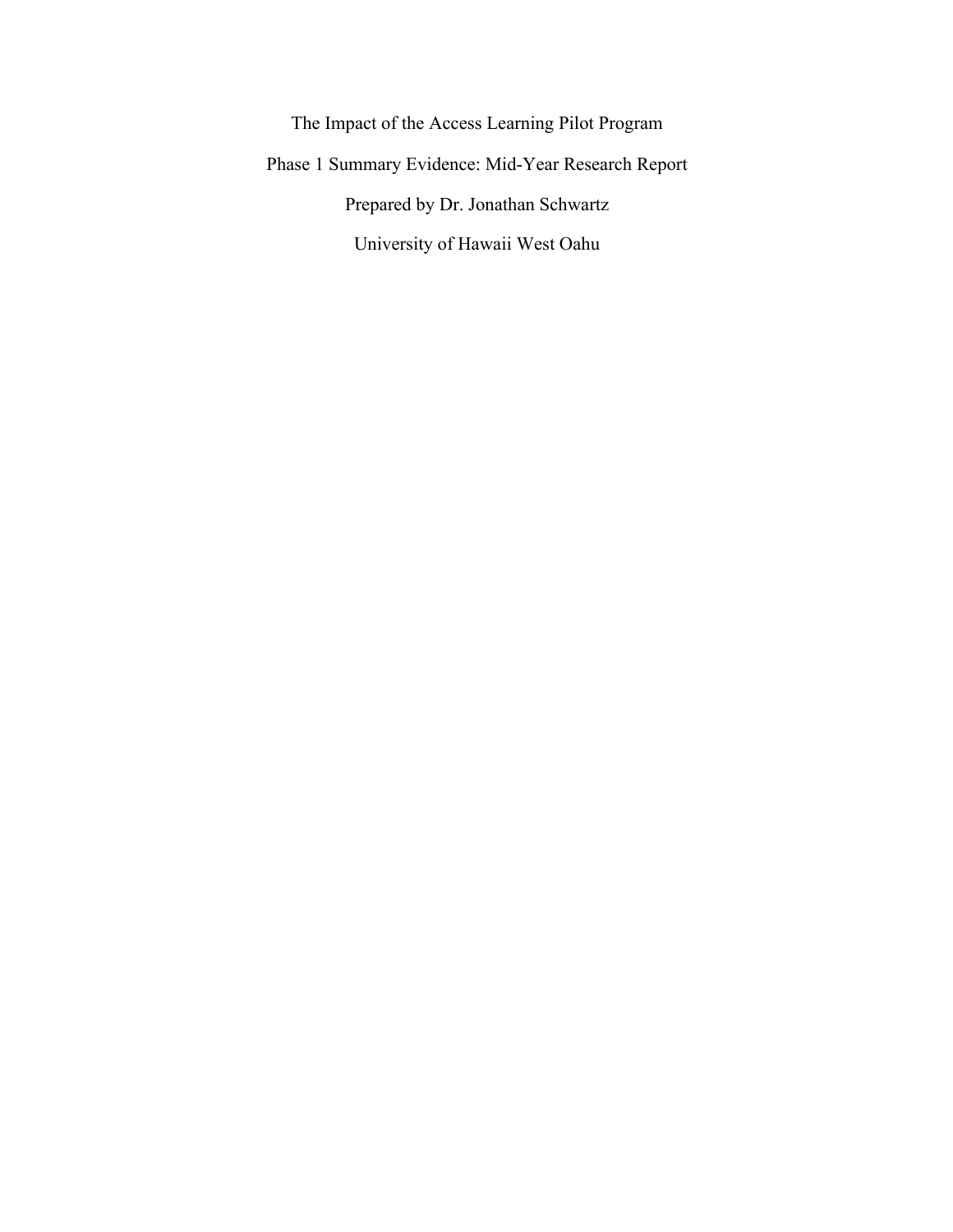# The Impact of the Access Learning Pilot Program

## Phase 1 Summary Evidence: Mid-Year Research Report

Prepared by Dr. Jonathan Schwartz

University of Hawaii West Oahu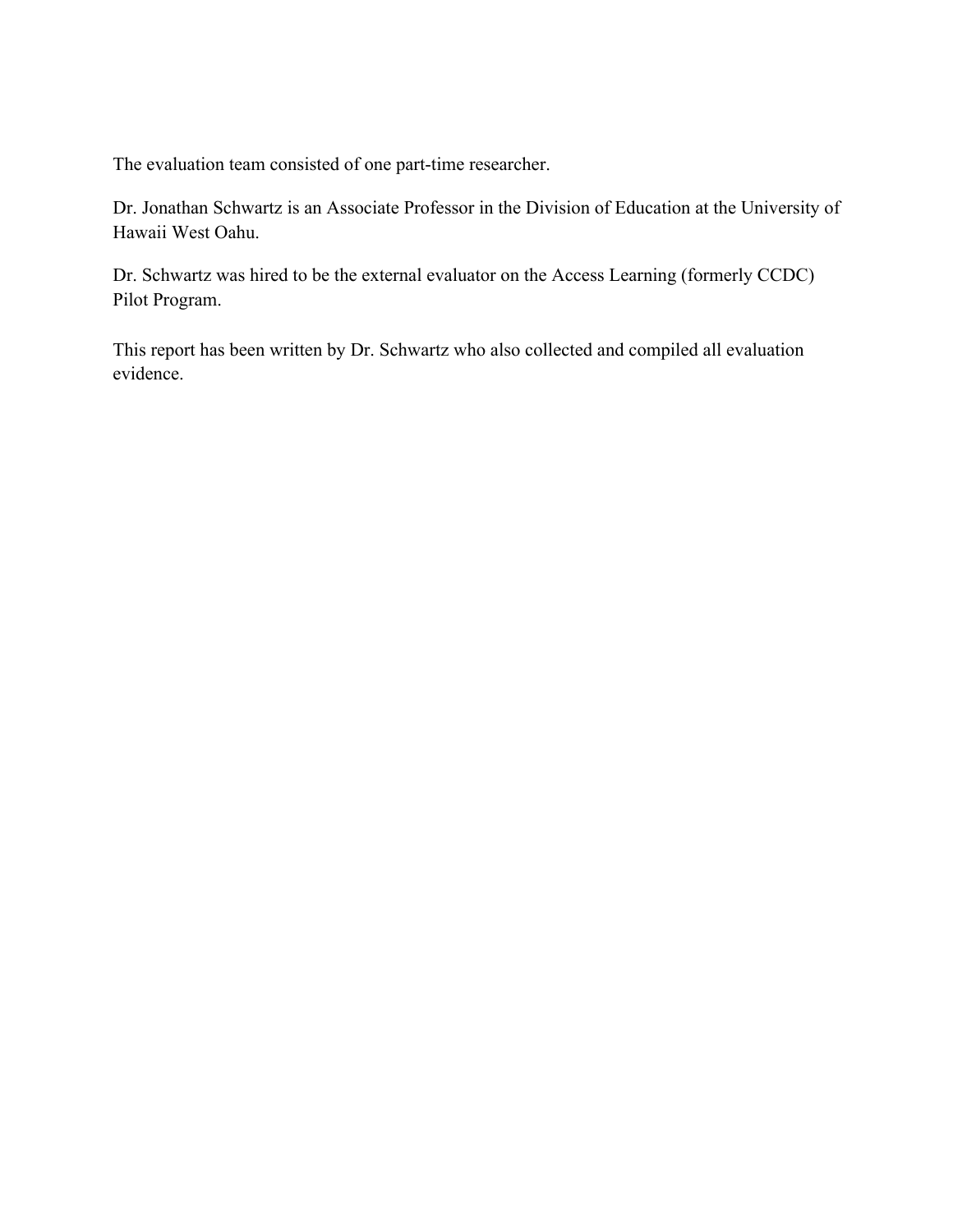The evaluation team consisted of one part-time researcher.

Dr. Jonathan Schwartz is an Associate Professor in the Division of Education at the University of Hawaii West Oahu.

Dr. Schwartz was hired to be the external evaluator on the Access Learning (formerly CCDC) Pilot Program.

This report has been written by Dr. Schwartz who also collected and compiled all evaluation evidence.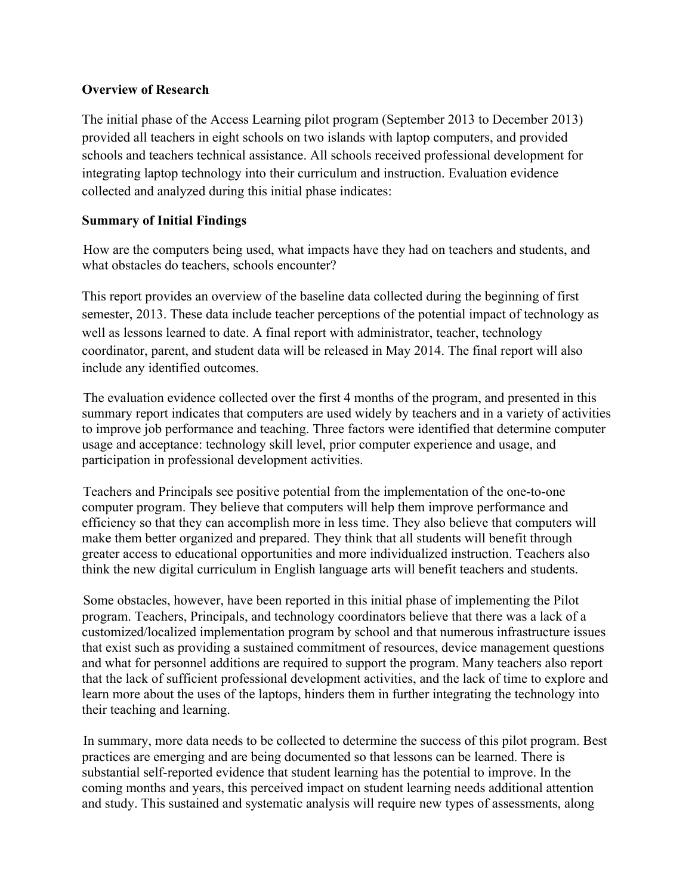**Overview of Research**

The initial phase of the Access Learning pilot program (September 2013 to December 2013) provided all teachers in eight schools on two islands with laptop computers, and provided schools and teachers technical assistance. All schools received professional development for integrating laptop technology into their curriculum and instruction. Evaluation evidence collected and analyzed during this initial phase indicates:

**Summary of Initial Findings**

How are the computers being used, what impacts have they had on teachers and students, and what obstacles do teachers, schools encounter?

This report provides an overview of the baseline data collected during the beginning of first semester, 2013. These data include teacher perceptions of the potential impact of technology as well as lessons learned to date. A final report with administrator, teacher, technology coordinator, parent, and student data will be released in May 2014. The final report will also include any identified outcomes.

The evaluation evidence collected over the first 4 months of the program, and presented in this summary report indicates that computers are used widely by teachers and in a variety of activities to improve job performance and teaching. Three factors were identified that determine computer usage and acceptance: technology skill level, prior computer experience and usage, and participation in professional development activities.

Teachers and Principals see positive potential from the implementation of the one-to-one computer program. They believe that computers will help them improve performance and efficiency so that they can accomplish more in less time. They also believe that computers will make them better organized and prepared. They think that all students will benefit through greater access to educational opportunities and more individualized instruction. Teachers also think the new digital curriculum in English language arts will benefit teachers and students.

Some obstacles, however, have been reported in this initial phase of implementing the Pilot program. Teachers, Principals, and technology coordinators believe that there was a lack of a customized/localized implementation program by school and that numerous infrastructure issues that exist such as providing a sustained commitment of resources, device management questions and what for personnel additions are required to support the program. Many teachers also report that the lack of sufficient professional development activities, and the lack of time to explore and learn more about the uses of the laptops, hinders them in further integrating the technology into their teaching and learning.

In summary, more data needs to be collected to determine the success of this pilot program. Best practices are emerging and are being documented so that lessons can be learned. There is substantial self-reported evidence that student learning has the potential to improve. In the coming months and years, this perceived impact on student learning needs additional attention and study. This sustained and systematic analysis will require new types of assessments, along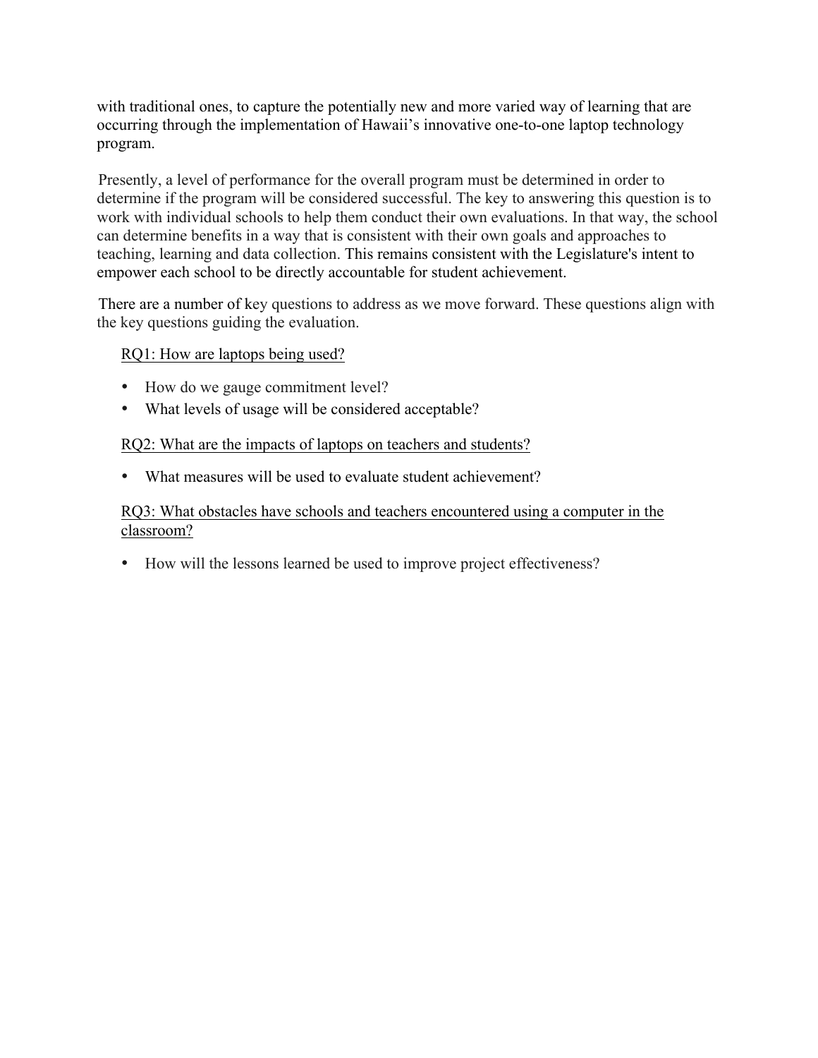with traditional ones, to capture the potentially new and more varied way of learning that are occurring through the implementation of Hawaii's innovative one-to-one laptop technology program.

Presently, a level of performance for the overall program must be determined in order to determine if the program will be considered successful. The key to answering this question is to work with individual schools to help them conduct their own evaluations. In that way, the school can determine benefits in a way that is consistent with their own goals and approaches to teaching, learning and data collection. This remains consistent with the Legislature's intent to empower each school to be directly accountable for student achievement.

There are a number of key questions to address as we move forward. These questions align with the key questions guiding the evaluation.

<u>RQ1: How are laptops being used?</u>

- How do we gauge commitment level?
- What levels of usage will be considered acceptable?

<u>RQ2: What are the impacts of laptops on teachers and students?</u>

- What measures will be used to evaluate student achievement?

<u>RQ3: What obstacles have schools and teachers encountered using a computer in the classroom?</u>

- How will the lessons learned be used to improve project effectiveness?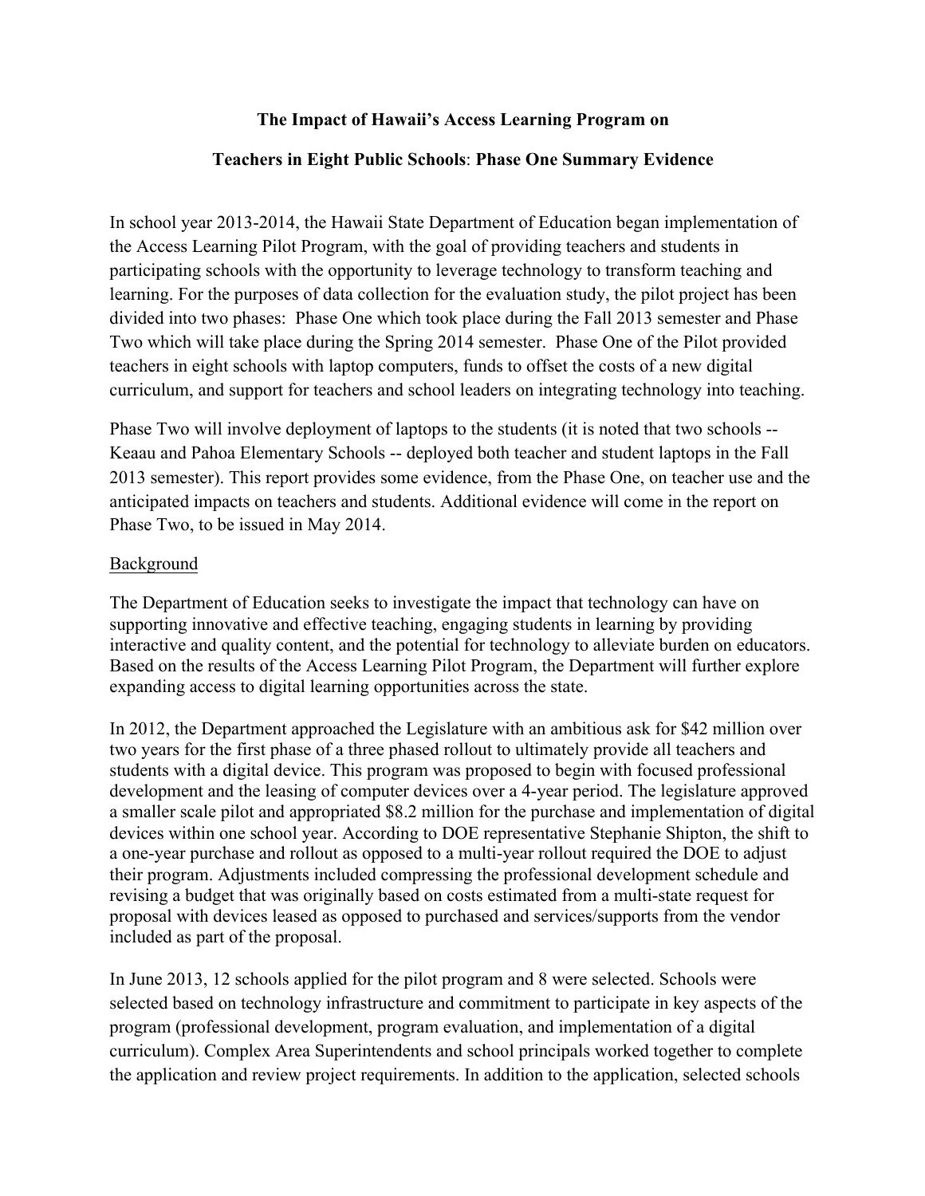**The Impact of Hawaii's Access Learning Program on**

**Teachers in Eight Public Schools**: **Phase One Summary Evidence**

In school year 2013-2014, the Hawaii State Department of Education began implementation of the Access Learning Pilot Program, with the goal of providing teachers and students in participating schools with the opportunity to leverage technology to transform teaching and learning. For the purposes of data collection for the evaluation study, the pilot project has been divided into two phases: Phase One which took place during the Fall 2013 semester and Phase Two which will take place during the Spring 2014 semester. Phase One of the Pilot provided teachers in eight schools with laptop computers, funds to offset the costs of a new digital curriculum, and support for teachers and school leaders on integrating technology into teaching.

Phase Two will involve deployment of laptops to the students (it is noted that two schools -- Keaau and Pahoa Elementary Schools -- deployed both teacher and student laptops in the Fall 2013 semester). This report provides some evidence, from the Phase One, on teacher use and the anticipated impacts on teachers and students. Additional evidence will come in the report on Phase Two, to be issued in May 2014.

## Background

The Department of Education seeks to investigate the impact that technology can have on supporting innovative and effective teaching, engaging students in learning by providing interactive and quality content, and the potential for technology to alleviate burden on educators. Based on the results of the Access Learning Pilot Program, the Department will further explore expanding access to digital learning opportunities across the state.

In 2012, the Department approached the Legislature with an ambitious ask for $42 million over two years for the first phase of a three phased rollout to ultimately provide all teachers and students with a digital device. This program was proposed to begin with focused professional development and the leasing of computer devices over a 4-year period. The legislature approved a smaller scale pilot and appropriated $8.2 million for the purchase and implementation of digital devices within one school year. According to DOE representative Stephanie Shipton, the shift to a one-year purchase and rollout as opposed to a multi-year rollout required the DOE to adjust their program. Adjustments included compressing the professional development schedule and revising a budget that was originally based on costs estimated from a multi-state request for proposal with devices leased as opposed to purchased and services/supports from the vendor included as part of the proposal.

In June 2013, 12 schools applied for the pilot program and 8 were selected. Schools were selected based on technology infrastructure and commitment to participate in key aspects of the program (professional development, program evaluation, and implementation of a digital curriculum). Complex Area Superintendents and school principals worked together to complete the application and review project requirements. In addition to the application, selected schools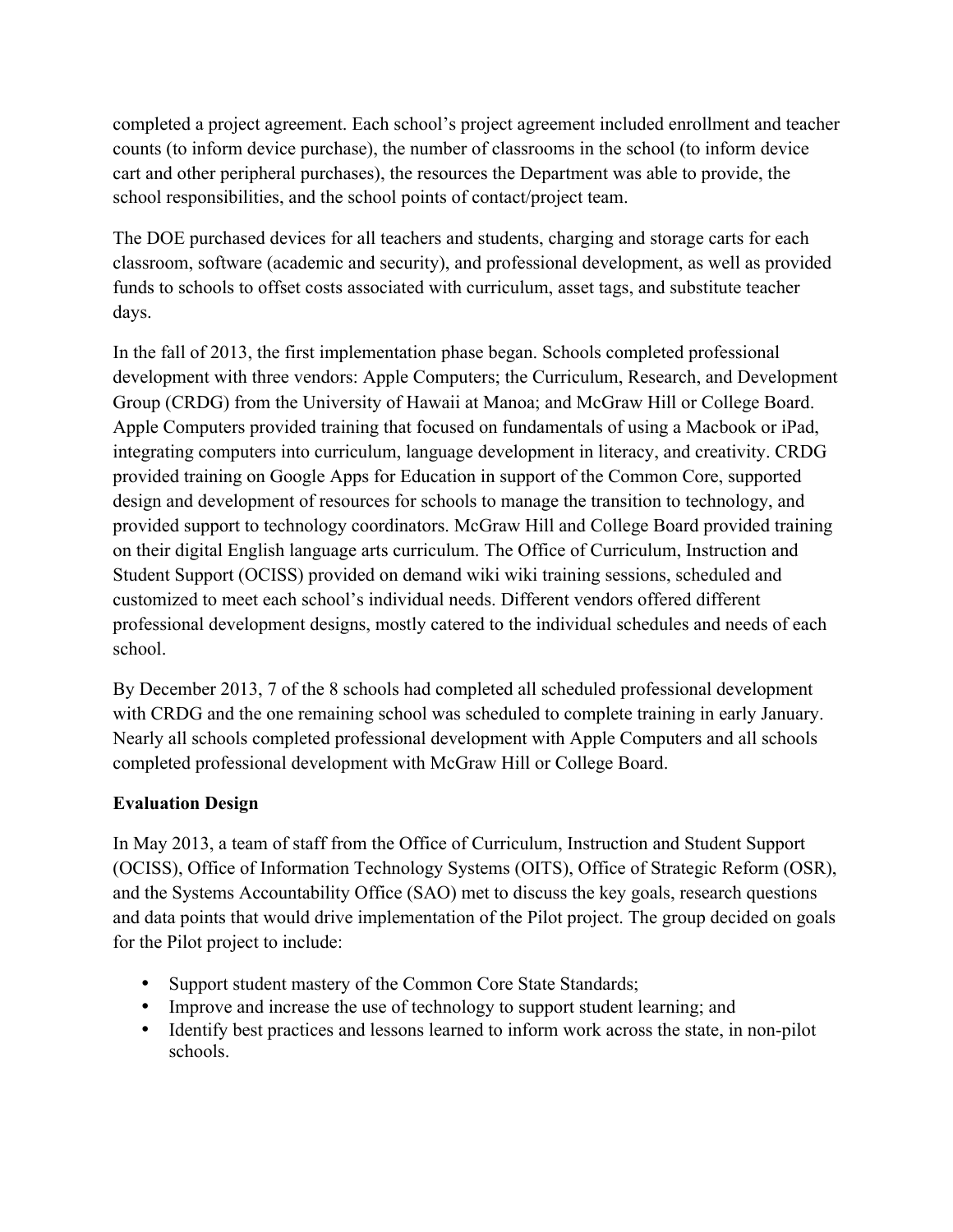completed a project agreement. Each school's project agreement included enrollment and teacher counts (to inform device purchase), the number of classrooms in the school (to inform device cart and other peripheral purchases), the resources the Department was able to provide, the school responsibilities, and the school points of contact/project team.

The DOE purchased devices for all teachers and students, charging and storage carts for each classroom, software (academic and security), and professional development, as well as provided funds to schools to offset costs associated with curriculum, asset tags, and substitute teacher days.

In the fall of 2013, the first implementation phase began. Schools completed professional development with three vendors: Apple Computers; the Curriculum, Research, and Development Group (CRDG) from the University of Hawaii at Manoa; and McGraw Hill or College Board. Apple Computers provided training that focused on fundamentals of using a Macbook or iPad, integrating computers into curriculum, language development in literacy, and creativity. CRDG provided training on Google Apps for Education in support of the Common Core, supported design and development of resources for schools to manage the transition to technology, and provided support to technology coordinators. McGraw Hill and College Board provided training on their digital English language arts curriculum. The Office of Curriculum, Instruction and Student Support (OCISS) provided on demand wiki wiki training sessions, scheduled and customized to meet each school's individual needs. Different vendors offered different professional development designs, mostly catered to the individual schedules and needs of each school.

By December 2013, 7 of the 8 schools had completed all scheduled professional development with CRDG and the one remaining school was scheduled to complete training in early January. Nearly all schools completed professional development with Apple Computers and all schools completed professional development with McGraw Hill or College Board.

**Evaluation Design**

In May 2013, a team of staff from the Office of Curriculum, Instruction and Student Support (OCISS), Office of Information Technology Systems (OITS), Office of Strategic Reform (OSR), and the Systems Accountability Office (SAO) met to discuss the key goals, research questions and data points that would drive implementation of the Pilot project. The group decided on goals for the Pilot project to include:

- Support student mastery of the Common Core State Standards;
- Improve and increase the use of technology to support student learning; and
- Identify best practices and lessons learned to inform work across the state, in non-pilot schools.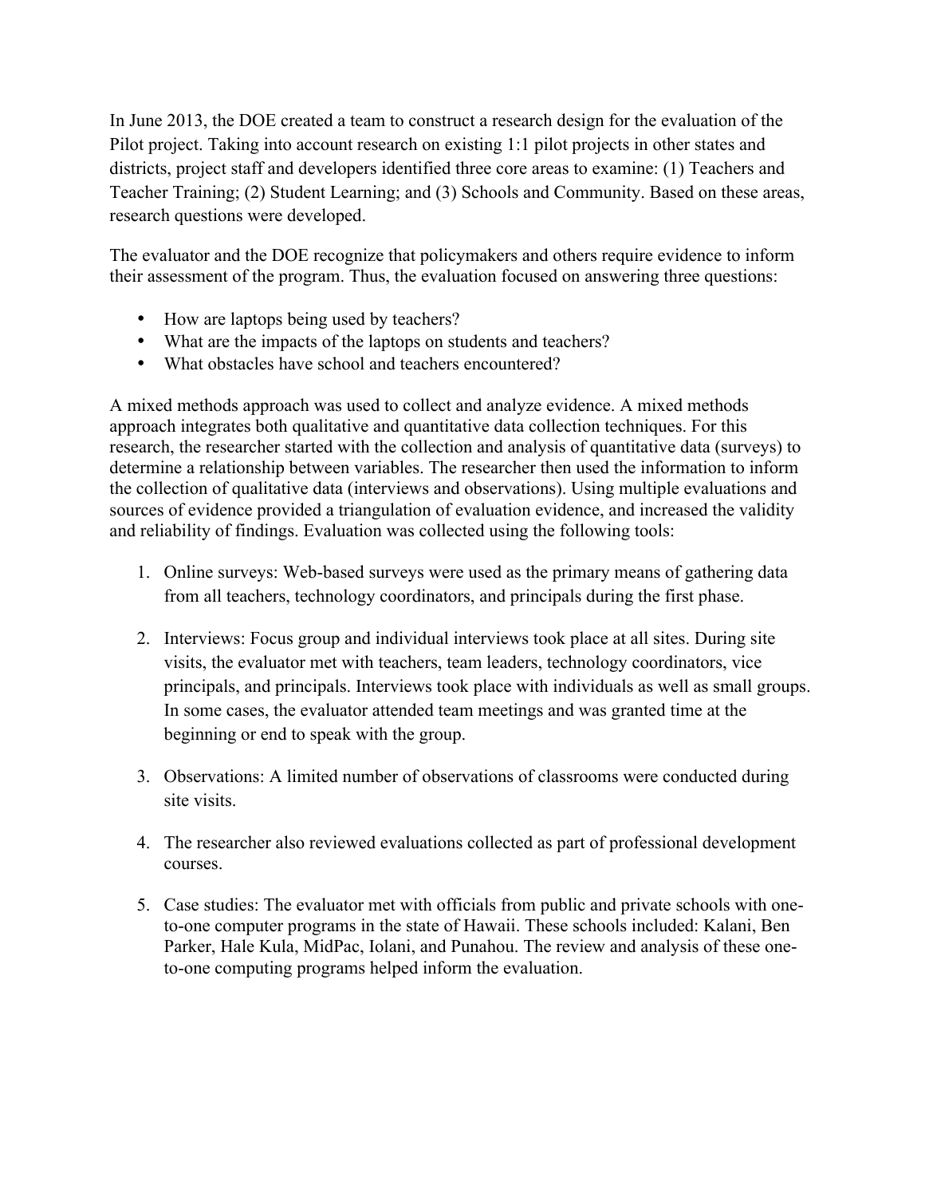In June 2013, the DOE created a team to construct a research design for the evaluation of the Pilot project. Taking into account research on existing 1:1 pilot projects in other states and districts, project staff and developers identified three core areas to examine: (1) Teachers and Teacher Training; (2) Student Learning; and (3) Schools and Community. Based on these areas, research questions were developed.

The evaluator and the DOE recognize that policymakers and others require evidence to inform their assessment of the program. Thus, the evaluation focused on answering three questions:

- How are laptops being used by teachers?
- What are the impacts of the laptops on students and teachers?
- What obstacles have school and teachers encountered?

A mixed methods approach was used to collect and analyze evidence. A mixed methods approach integrates both qualitative and quantitative data collection techniques. For this research, the researcher started with the collection and analysis of quantitative data (surveys) to determine a relationship between variables. The researcher then used the information to inform the collection of qualitative data (interviews and observations). Using multiple evaluations and sources of evidence provided a triangulation of evaluation evidence, and increased the validity and reliability of findings. Evaluation was collected using the following tools:

1. Online surveys: Web-based surveys were used as the primary means of gathering data from all teachers, technology coordinators, and principals during the first phase.

2. Interviews: Focus group and individual interviews took place at all sites. During site visits, the evaluator met with teachers, team leaders, technology coordinators, vice principals, and principals. Interviews took place with individuals as well as small groups. In some cases, the evaluator attended team meetings and was granted time at the beginning or end to speak with the group.

3. Observations: A limited number of observations of classrooms were conducted during site visits.

4. The researcher also reviewed evaluations collected as part of professional development courses.

5. Case studies: The evaluator met with officials from public and private schools with one-to-one computer programs in the state of Hawaii. These schools included: Kalani, Ben Parker, Hale Kula, MidPac, Iolani, and Punahou. The review and analysis of these one-to-one computing programs helped inform the evaluation.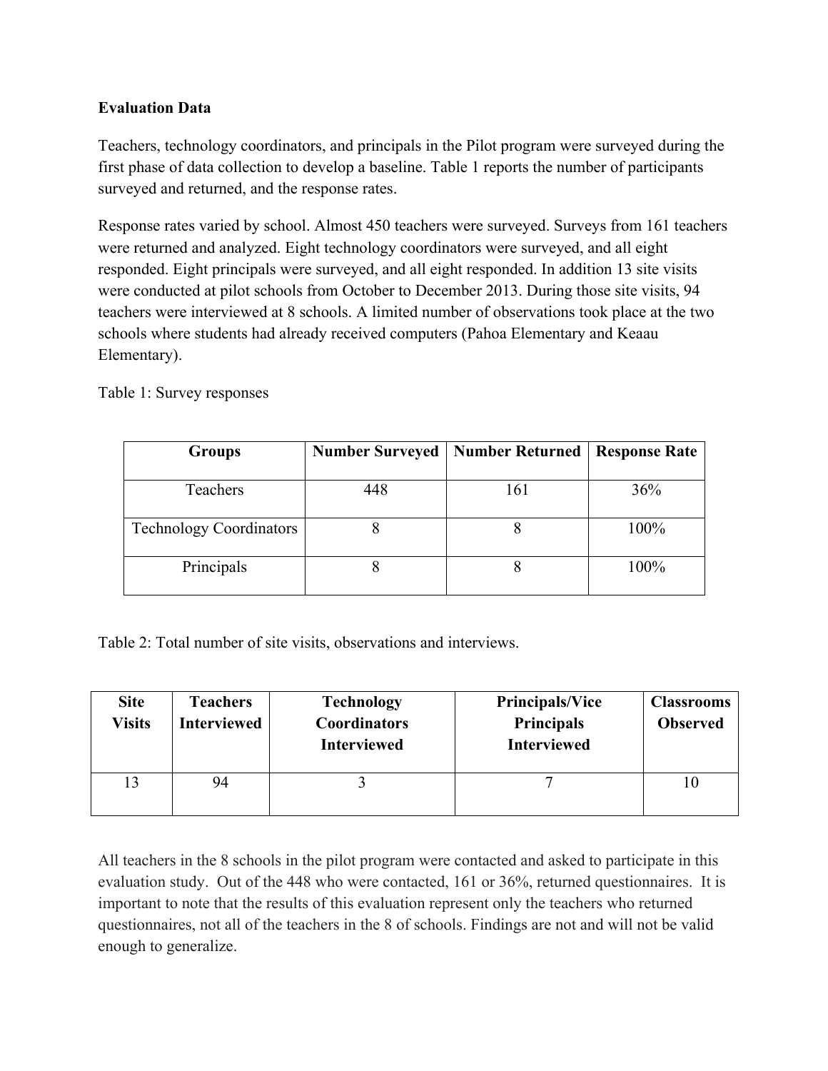**Evaluation Data**

Teachers, technology coordinators, and principals in the Pilot program were surveyed during the first phase of data collection to develop a baseline. Table 1 reports the number of participants surveyed and returned, and the response rates.

Response rates varied by school. Almost 450 teachers were surveyed. Surveys from 161 teachers were returned and analyzed. Eight technology coordinators were surveyed, and all eight responded. Eight principals were surveyed, and all eight responded. In addition 13 site visits were conducted at pilot schools from October to December 2013. During those site visits, 94 teachers were interviewed at 8 schools. A limited number of observations took place at the two schools where students had already received computers (Pahoa Elementary and Keaau Elementary).

Table 1: Survey responses

| Groups | Number Surveyed | Number Returned | Response Rate |
|---|---|---|---|
| Teachers | 448 | 161 | 36% |
| Technology Coordinators | 8 | 8 | 100% |
| Principals | 8 | 8 | 100% |

Table 2: Total number of site visits, observations and interviews.

| Site Visits | Teachers Interviewed | Technology Coordinators Interviewed | Principals/Vice Principals Interviewed | Classrooms Observed |
|---|---|---|---|---|
| 13 | 94 | 3 | 7 | 10 |

All teachers in the 8 schools in the pilot program were contacted and asked to participate in this evaluation study. Out of the 448 who were contacted, 161 or 36%, returned questionnaires. It is important to note that the results of this evaluation represent only the teachers who returned questionnaires, not all of the teachers in the 8 of schools. Findings are not and will not be valid enough to generalize.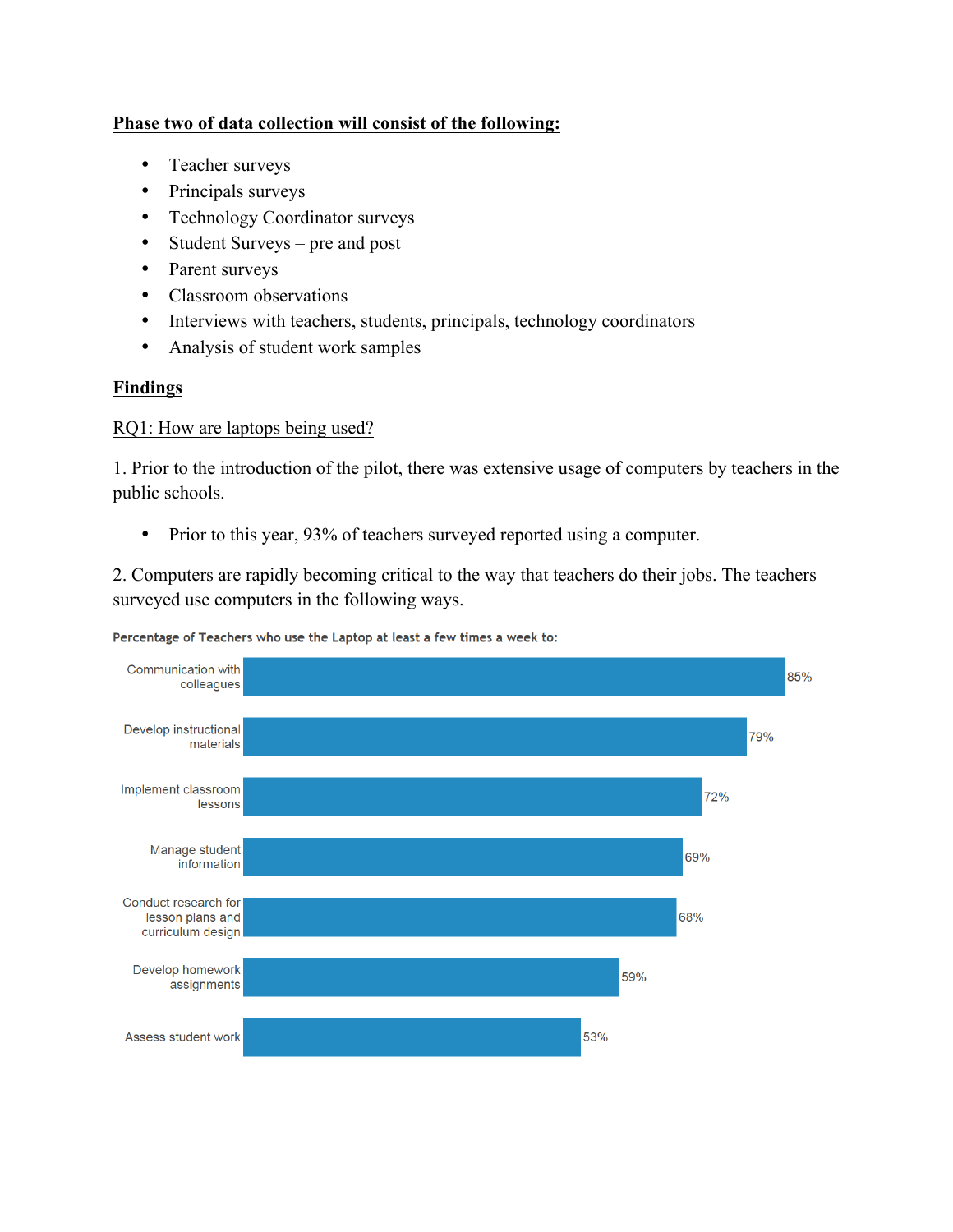**Phase two of data collection will consist of the following:**

- Teacher surveys
- Principals surveys
- Technology Coordinator surveys
- Student Surveys – pre and post
- Parent surveys
- Classroom observations
- Interviews with teachers, students, principals, technology coordinators
- Analysis of student work samples

## Findings

RQ1: How are laptops being used?

1. Prior to the introduction of the pilot, there was extensive usage of computers by teachers in the public schools.

- Prior to this year, 93% of teachers surveyed reported using a computer.

2. Computers are rapidly becoming critical to the way that teachers do their jobs. The teachers surveyed use computers in the following ways.

Percentage of Teachers who use the Laptop at least a few times a week to:

Communication with colleagues 85%

Develop instructional materials 79%

Implement classroom lessons 72%

Manage student information 69%

Conduct research for lesson plans and curriculum design 68%

Develop homework assignments 59%

Assess student work 53%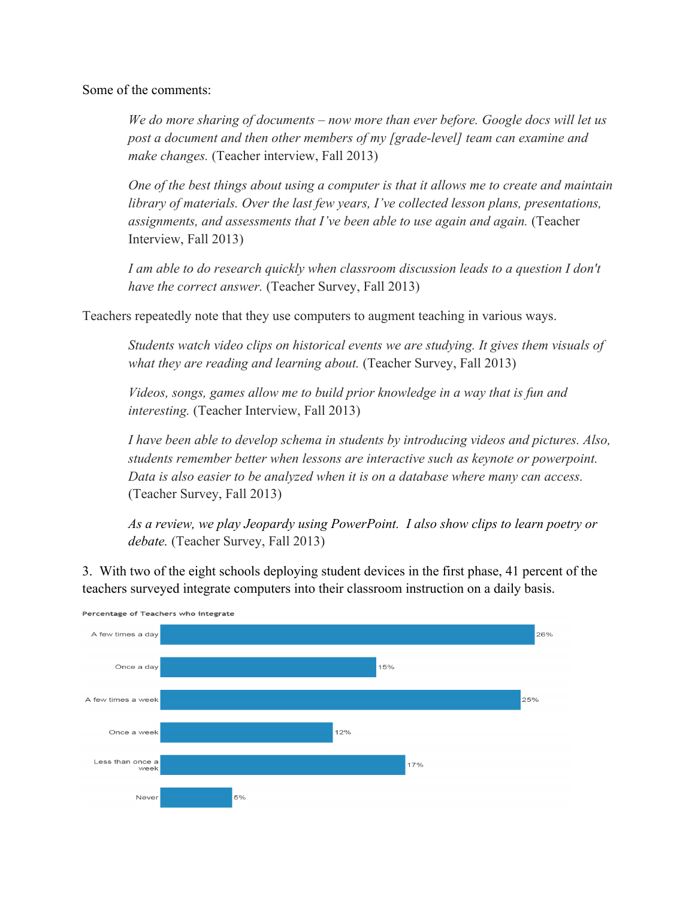Some of the comments:

> *We do more sharing of documents – now more than ever before. Google docs will let us post a document and then other members of my [grade-level] team can examine and make changes.* (Teacher interview, Fall 2013)

> *One of the best things about using a computer is that it allows me to create and maintain library of materials. Over the last few years, I've collected lesson plans, presentations, assignments, and assessments that I've been able to use again and again.* (Teacher Interview, Fall 2013)

> *I am able to do research quickly when classroom discussion leads to a question I don't have the correct answer.* (Teacher Survey, Fall 2013)

Teachers repeatedly note that they use computers to augment teaching in various ways.

> *Students watch video clips on historical events we are studying. It gives them visuals of what they are reading and learning about.* (Teacher Survey, Fall 2013)

> *Videos, songs, games allow me to build prior knowledge in a way that is fun and interesting.* (Teacher Interview, Fall 2013)

> *I have been able to develop schema in students by introducing videos and pictures. Also, students remember better when lessons are interactive such as keynote or powerpoint. Data is also easier to be analyzed when it is on a database where many can access.* (Teacher Survey, Fall 2013)

> *As a review, we play Jeopardy using PowerPoint. I also show clips to learn poetry or debate.* (Teacher Survey, Fall 2013)

3. With two of the eight schools deploying student devices in the first phase, 41 percent of the teachers surveyed integrate computers into their classroom instruction on a daily basis.

Percentage of Teachers who integrate

A few times a day 26%

Once a day 15%

A few times a week 25%

Once a week 12%

Less than once a week 17%

Never 5%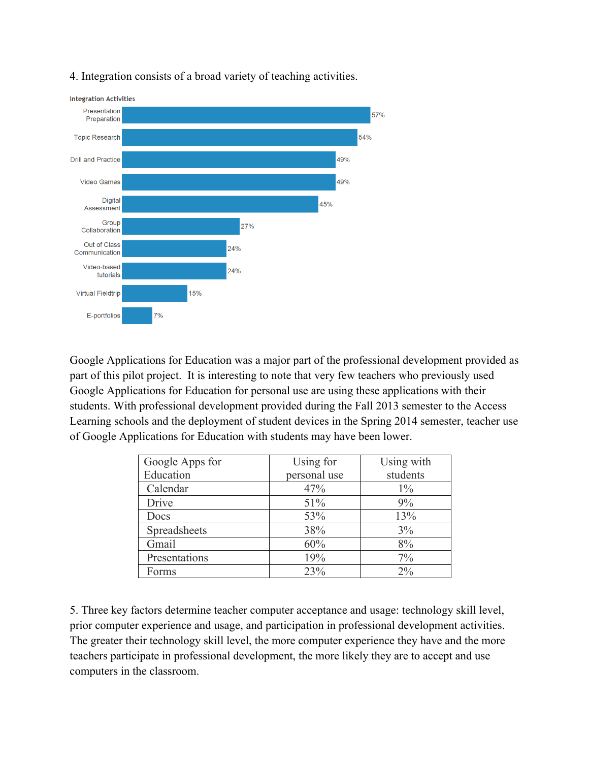4. Integration consists of a broad variety of teaching activities.

Integration Activities

Presentation Preparation 57%
Topic Research 54%
Drill and Practice 49%
Video Games 49%
Digital Assessment 45%
Group Collaboration 27%
Out of Class Communication 24%
Video-based tutorials 24%
Virtual Fieldtrip 15%
E-portfolios 7%

Google Applications for Education was a major part of the professional development provided as part of this pilot project. It is interesting to note that very few teachers who previously used Google Applications for Education for personal use are using these applications with their students. With professional development provided during the Fall 2013 semester to the Access Learning schools and the deployment of student devices in the Spring 2014 semester, teacher use of Google Applications for Education with students may have been lower.

| Google Apps for Education | Using for personal use | Using with students |
| --- | --- | --- |
| Calendar | 47% | 1% |
| Drive | 51% | 9% |
| Docs | 53% | 13% |
| Spreadsheets | 38% | 3% |
| Gmail | 60% | 8% |
| Presentations | 19% | 7% |
| Forms | 23% | 2% |

5. Three key factors determine teacher computer acceptance and usage: technology skill level, prior computer experience and usage, and participation in professional development activities. The greater their technology skill level, the more computer experience they have and the more teachers participate in professional development, the more likely they are to accept and use computers in the classroom.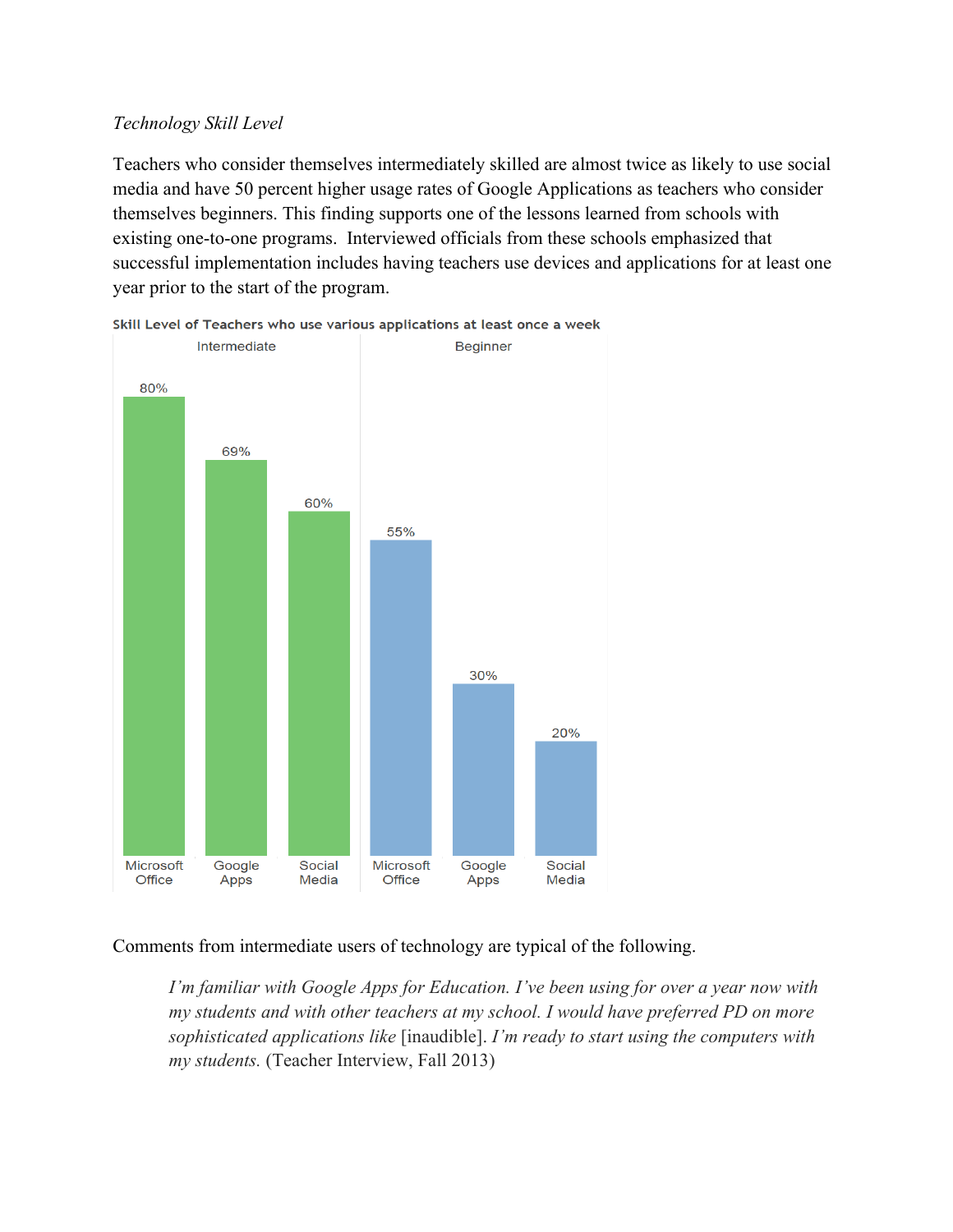*Technology Skill Level*

Teachers who consider themselves intermediately skilled are almost twice as likely to use social media and have 50 percent higher usage rates of Google Applications as teachers who consider themselves beginners. This finding supports one of the lessons learned from schools with existing one-to-one programs. Interviewed officials from these schools emphasized that successful implementation includes having teachers use devices and applications for at least one year prior to the start of the program.

Skill Level of Teachers who use various applications at least once a week

Intermediate

80%
69%
60%

Microsoft Office
Google Apps
Social Media

Beginner

55%
30%
20%

Microsoft Office
Google Apps
Social Media

Comments from intermediate users of technology are typical of the following.

> *I'm familiar with Google Apps for Education. I've been using for over a year now with my students and with other teachers at my school. I would have preferred PD on more sophisticated applications like* [inaudible]. *I'm ready to start using the computers with my students.* (Teacher Interview, Fall 2013)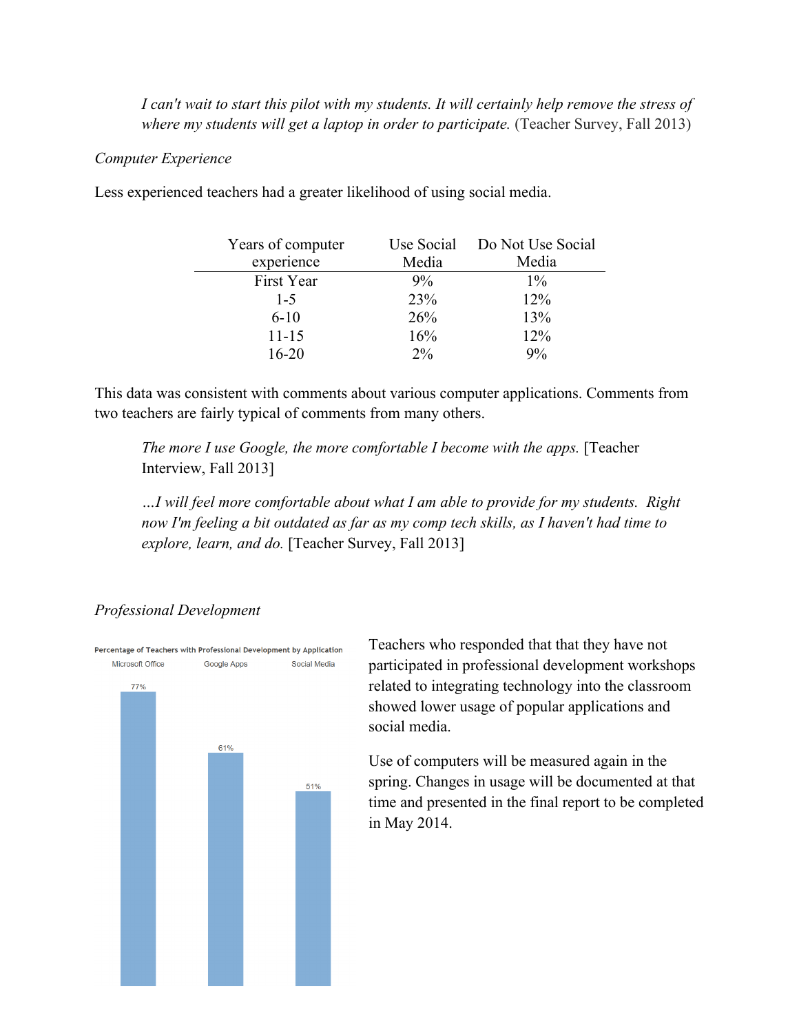> *I can't wait to start this pilot with my students. It will certainly help remove the stress of where my students will get a laptop in order to participate.* (Teacher Survey, Fall 2013)

*Computer Experience*

Less experienced teachers had a greater likelihood of using social media.

| Years of computer experience | Use Social Media | Do Not Use Social Media |
|---|---|---|
| First Year | 9% | 1% |
| 1-5 | 23% | 12% |
| 6-10 | 26% | 13% |
| 11-15 | 16% | 12% |
| 16-20 | 2% | 9% |

This data was consistent with comments about various computer applications. Comments from two teachers are fairly typical of comments from many others.

> *The more I use Google, the more comfortable I become with the apps.* [Teacher Interview, Fall 2013]

> *…I will feel more comfortable about what I am able to provide for my students. Right now I'm feeling a bit outdated as far as my comp tech skills, as I haven't had time to explore, learn, and do.* [Teacher Survey, Fall 2013]

*Professional Development*

Percentage of Teachers with Professional Development by Application

Microsoft Office
Google Apps
Social Media
77%
61%
51%

Teachers who responded that that they have not participated in professional development workshops related to integrating technology into the classroom showed lower usage of popular applications and social media.

Use of computers will be measured again in the spring. Changes in usage will be documented at that time and presented in the final report to be completed in May 2014.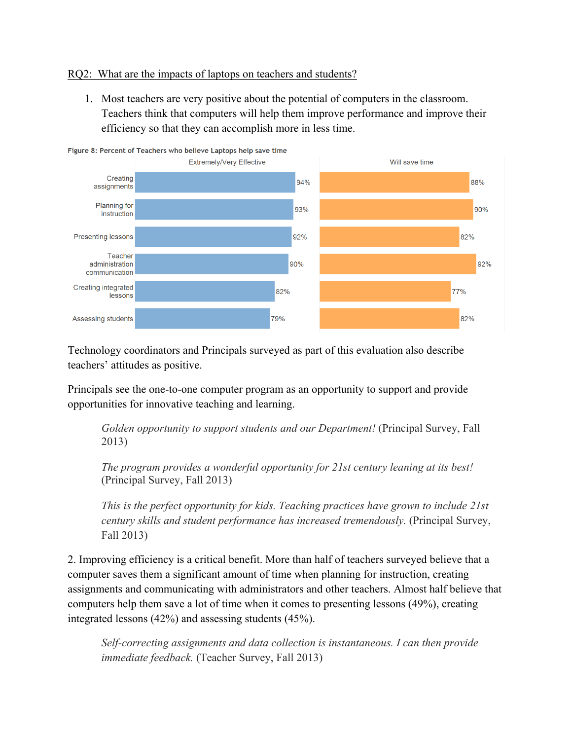RQ2:  What are the impacts of laptops on teachers and students?

1. Most teachers are very positive about the potential of computers in the classroom. Teachers think that computers will help them improve performance and improve their efficiency so that they can accomplish more in less time.

**Figure 8: Percent of Teachers who believe Laptops help save time**

Extremely/Very Effective

Will save time

Creating assignments 94% 88%

Planning for instruction 93% 90%

Presenting lessons 92% 82%

Teacher administration communication 90% 92%

Creating integrated lessons 82% 77%

Assessing students 79% 82%

Technology coordinators and Principals surveyed as part of this evaluation also describe teachers' attitudes as positive.

Principals see the one-to-one computer program as an opportunity to support and provide opportunities for innovative teaching and learning.

> *Golden opportunity to support students and our Department!* (Principal Survey, Fall 2013)
>
> *The program provides a wonderful opportunity for 21st century leaning at its best!* (Principal Survey, Fall 2013)
>
> *This is the perfect opportunity for kids. Teaching practices have grown to include 21st century skills and student performance has increased tremendously.* (Principal Survey, Fall 2013)

2. Improving efficiency is a critical benefit. More than half of teachers surveyed believe that a computer saves them a significant amount of time when planning for instruction, creating assignments and communicating with administrators and other teachers. Almost half believe that computers help them save a lot of time when it comes to presenting lessons (49%), creating integrated lessons (42%) and assessing students (45%).

> *Self-correcting assignments and data collection is instantaneous. I can then provide immediate feedback.* (Teacher Survey, Fall 2013)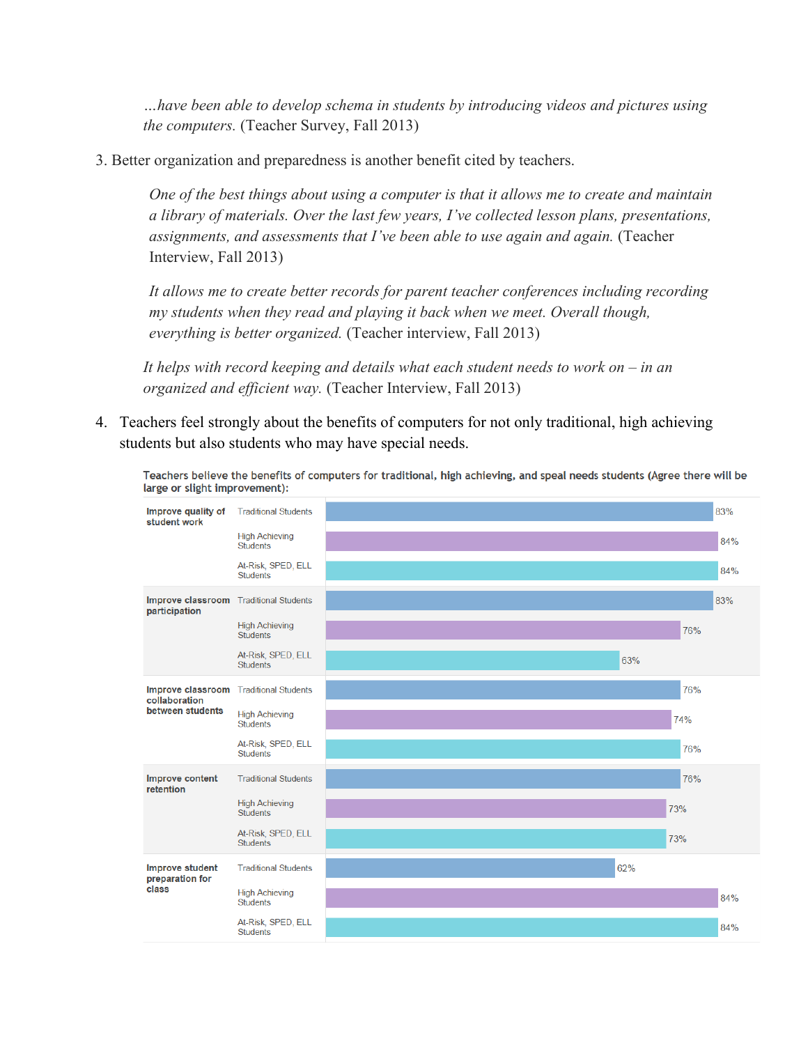*...have been able to develop schema in students by introducing videos and pictures using the computers.* (Teacher Survey, Fall 2013)

3. Better organization and preparedness is another benefit cited by teachers.

> *One of the best things about using a computer is that it allows me to create and maintain a library of materials. Over the last few years, I've collected lesson plans, presentations, assignments, and assessments that I've been able to use again and again.* (Teacher Interview, Fall 2013)

> *It allows me to create better records for parent teacher conferences including recording my students when they read and playing it back when we meet. Overall though, everything is better organized.* (Teacher interview, Fall 2013)

> *It helps with record keeping and details what each student needs to work on – in an organized and efficient way.* (Teacher Interview, Fall 2013)

4. Teachers feel strongly about the benefits of computers for not only traditional, high achieving students but also students who may have special needs.

Teachers believe the benefits of computers for **traditional, high achieving, and speal needs students (Agree there will be large or slight improvement):**

**Improve quality of student work**
Traditional Students 83%
High Achieving Students 84%
At-Risk, SPED, ELL Students 84%

**Improve classroom participation**
Traditional Students 83%
High Achieving Students 76%
At-Risk, SPED, ELL Students 63%

**Improve classroom collaboration between students**
Traditional Students 76%
High Achieving Students 74%
At-Risk, SPED, ELL Students 76%

**Improve content retention**
Traditional Students 76%
High Achieving Students 73%
At-Risk, SPED, ELL Students 73%

**Improve student preparation for class**
Traditional Students 62%
High Achieving Students 84%
At-Risk, SPED, ELL Students 84%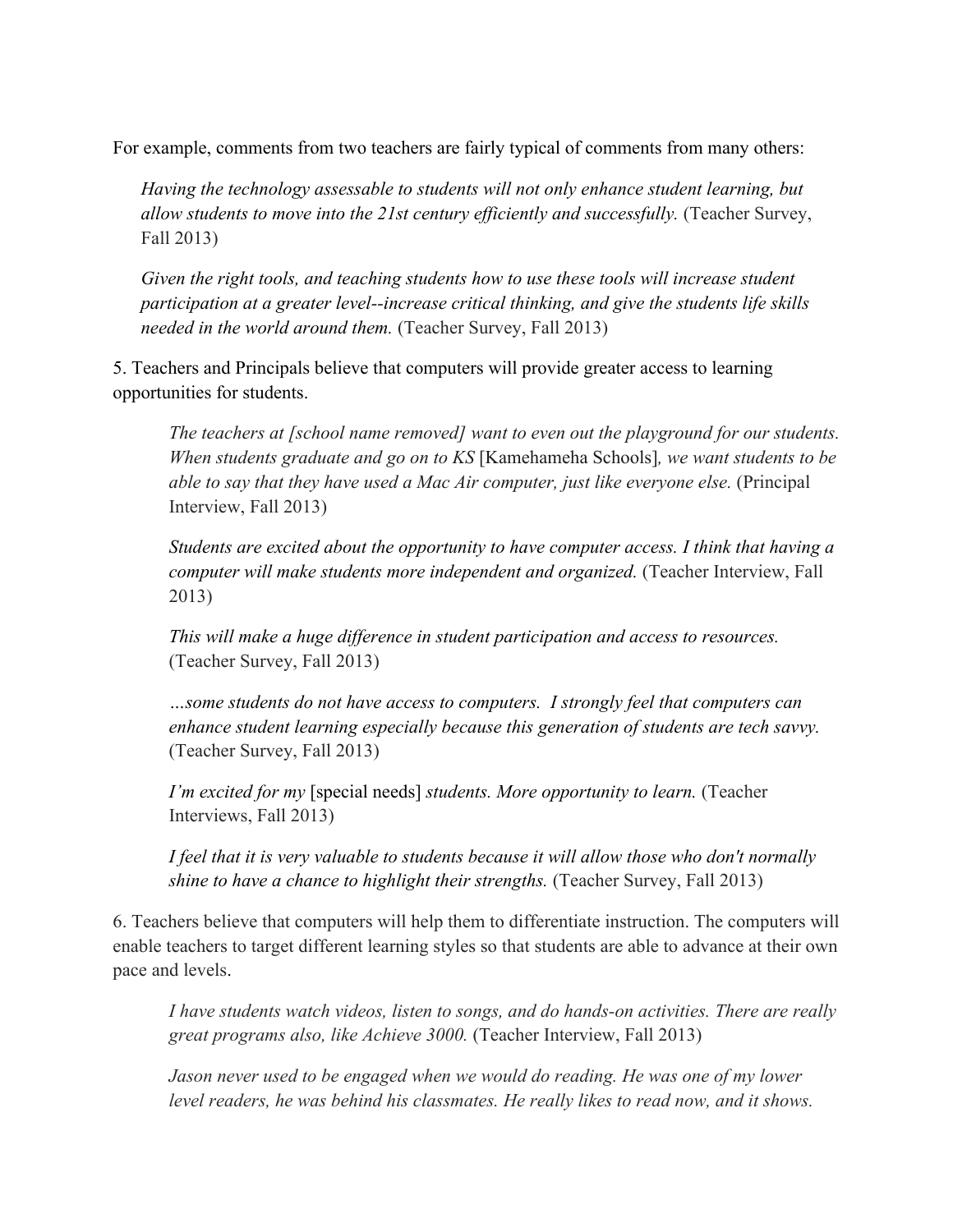For example, comments from two teachers are fairly typical of comments from many others:

> *Having the technology assessable to students will not only enhance student learning, but allow students to move into the 21st century efficiently and successfully.* (Teacher Survey, Fall 2013)

> *Given the right tools, and teaching students how to use these tools will increase student participation at a greater level--increase critical thinking, and give the students life skills needed in the world around them.* (Teacher Survey, Fall 2013)

5. Teachers and Principals believe that computers will provide greater access to learning opportunities for students.

> *The teachers at [school name removed] want to even out the playground for our students. When students graduate and go on to KS* [Kamehameha Schools]*, we want students to be able to say that they have used a Mac Air computer, just like everyone else.* (Principal Interview, Fall 2013)

> *Students are excited about the opportunity to have computer access. I think that having a computer will make students more independent and organized.* (Teacher Interview, Fall 2013)

> *This will make a huge difference in student participation and access to resources.* (Teacher Survey, Fall 2013)

> *…some students do not have access to computers. I strongly feel that computers can enhance student learning especially because this generation of students are tech savvy.* (Teacher Survey, Fall 2013)

> *I'm excited for my* [special needs] *students. More opportunity to learn.* (Teacher Interviews, Fall 2013)

> *I feel that it is very valuable to students because it will allow those who don't normally shine to have a chance to highlight their strengths.* (Teacher Survey, Fall 2013)

6. Teachers believe that computers will help them to differentiate instruction. The computers will enable teachers to target different learning styles so that students are able to advance at their own pace and levels.

> *I have students watch videos, listen to songs, and do hands-on activities. There are really great programs also, like Achieve 3000.* (Teacher Interview, Fall 2013)

> *Jason never used to be engaged when we would do reading. He was one of my lower level readers, he was behind his classmates. He really likes to read now, and it shows.*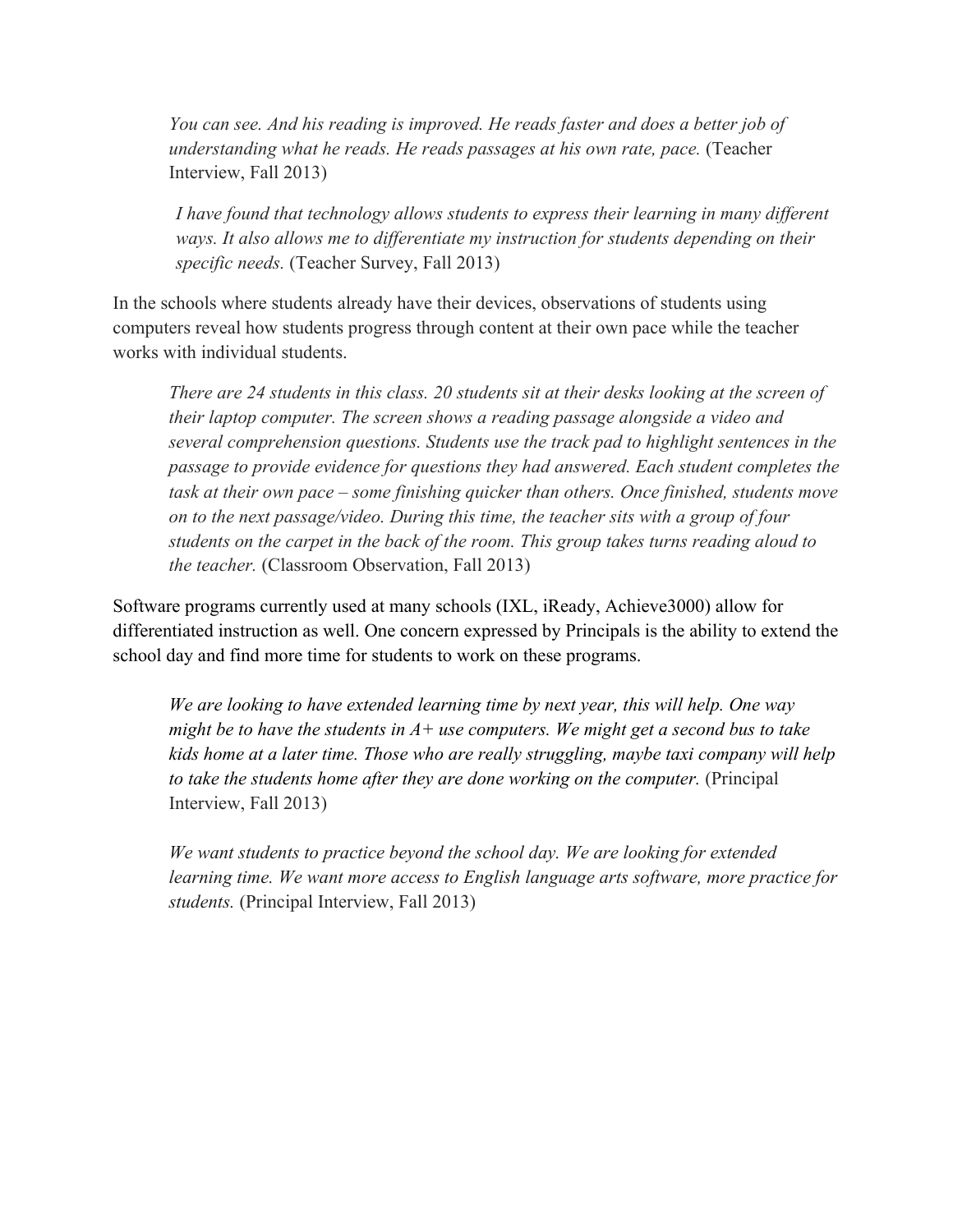> *You can see. And his reading is improved. He reads faster and does a better job of understanding what he reads. He reads passages at his own rate, pace.* (Teacher Interview, Fall 2013)

> *I have found that technology allows students to express their learning in many different ways. It also allows me to differentiate my instruction for students depending on their specific needs.* (Teacher Survey, Fall 2013)

In the schools where students already have their devices, observations of students using computers reveal how students progress through content at their own pace while the teacher works with individual students.

> *There are 24 students in this class. 20 students sit at their desks looking at the screen of their laptop computer. The screen shows a reading passage alongside a video and several comprehension questions. Students use the track pad to highlight sentences in the passage to provide evidence for questions they had answered. Each student completes the task at their own pace – some finishing quicker than others. Once finished, students move on to the next passage/video. During this time, the teacher sits with a group of four students on the carpet in the back of the room. This group takes turns reading aloud to the teacher.* (Classroom Observation, Fall 2013)

Software programs currently used at many schools (IXL, iReady, Achieve3000) allow for differentiated instruction as well. One concern expressed by Principals is the ability to extend the school day and find more time for students to work on these programs.

> *We are looking to have extended learning time by next year, this will help. One way might be to have the students in A+ use computers. We might get a second bus to take kids home at a later time. Those who are really struggling, maybe taxi company will help to take the students home after they are done working on the computer.* (Principal Interview, Fall 2013)

> *We want students to practice beyond the school day. We are looking for extended learning time. We want more access to English language arts software, more practice for students.* (Principal Interview, Fall 2013)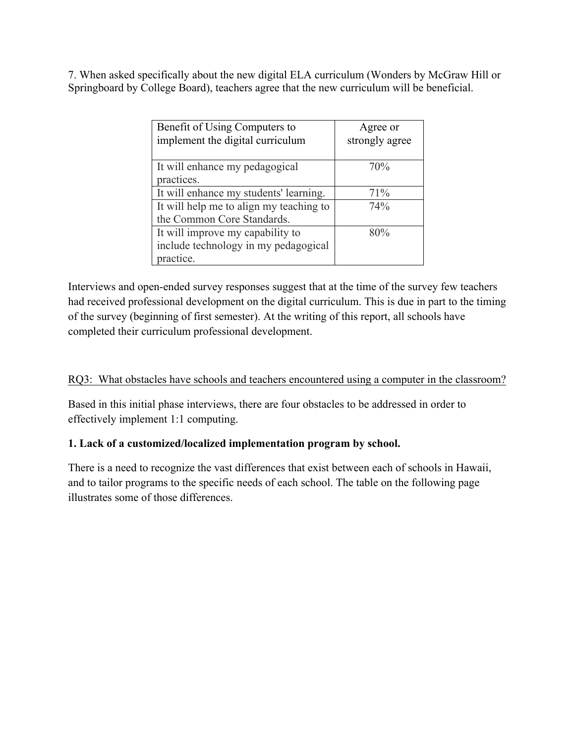7. When asked specifically about the new digital ELA curriculum (Wonders by McGraw Hill or Springboard by College Board), teachers agree that the new curriculum will be beneficial.

| Benefit of Using Computers to implement the digital curriculum | Agree or strongly agree |
|---|---|
| It will enhance my pedagogical practices. | 70% |
| It will enhance my students' learning. | 71% |
| It will help me to align my teaching to the Common Core Standards. | 74% |
| It will improve my capability to include technology in my pedagogical practice. | 80% |

Interviews and open-ended survey responses suggest that at the time of the survey few teachers had received professional development on the digital curriculum. This is due in part to the timing of the survey (beginning of first semester). At the writing of this report, all schools have completed their curriculum professional development.

RQ3: What obstacles have schools and teachers encountered using a computer in the classroom?

Based in this initial phase interviews, there are four obstacles to be addressed in order to effectively implement 1:1 computing.

**1. Lack of a customized/localized implementation program by school.**

There is a need to recognize the vast differences that exist between each of schools in Hawaii, and to tailor programs to the specific needs of each school. The table on the following page illustrates some of those differences.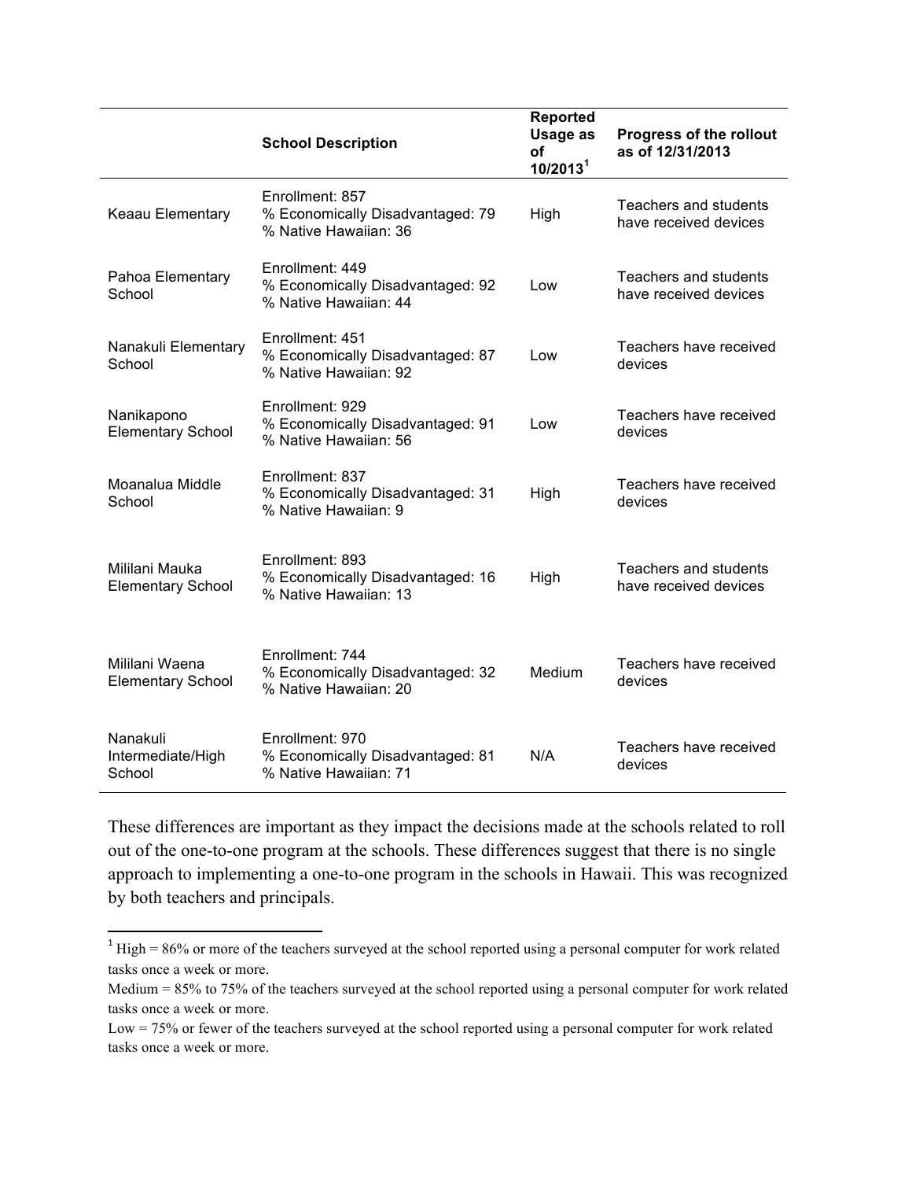| | School Description | Reported Usage as of 10/2013[1] | Progress of the rollout as of 12/31/2013 |
|---|---|---|---|
| Keaau Elementary | Enrollment: 857<br>% Economically Disadvantaged: 79<br>% Native Hawaiian: 36 | High | Teachers and students have received devices |
| Pahoa Elementary School | Enrollment: 449<br>% Economically Disadvantaged: 92<br>% Native Hawaiian: 44 | Low | Teachers and students have received devices |
| Nanakuli Elementary School | Enrollment: 451<br>% Economically Disadvantaged: 87<br>% Native Hawaiian: 92 | Low | Teachers have received devices |
| Nanikapono Elementary School | Enrollment: 929<br>% Economically Disadvantaged: 91<br>% Native Hawaiian: 56 | Low | Teachers have received devices |
| Moanalua Middle School | Enrollment: 837<br>% Economically Disadvantaged: 31<br>% Native Hawaiian: 9 | High | Teachers have received devices |
| Mililani Mauka Elementary School | Enrollment: 893<br>% Economically Disadvantaged: 16<br>% Native Hawaiian: 13 | High | Teachers and students have received devices |
| Mililani Waena Elementary School | Enrollment: 744<br>% Economically Disadvantaged: 32<br>% Native Hawaiian: 20 | Medium | Teachers have received devices |
| Nanakuli Intermediate/High School | Enrollment: 970<br>% Economically Disadvantaged: 81<br>% Native Hawaiian: 71 | N/A | Teachers have received devices |

These differences are important as they impact the decisions made at the schools related to roll out of the one-to-one program at the schools. These differences suggest that there is no single approach to implementing a one-to-one program in the schools in Hawaii. This was recognized by both teachers and principals.

[1] High = 86% or more of the teachers surveyed at the school reported using a personal computer for work related tasks once a week or more.
Medium = 85% to 75% of the teachers surveyed at the school reported using a personal computer for work related tasks once a week or more.
Low = 75% or fewer of the teachers surveyed at the school reported using a personal computer for work related tasks once a week or more.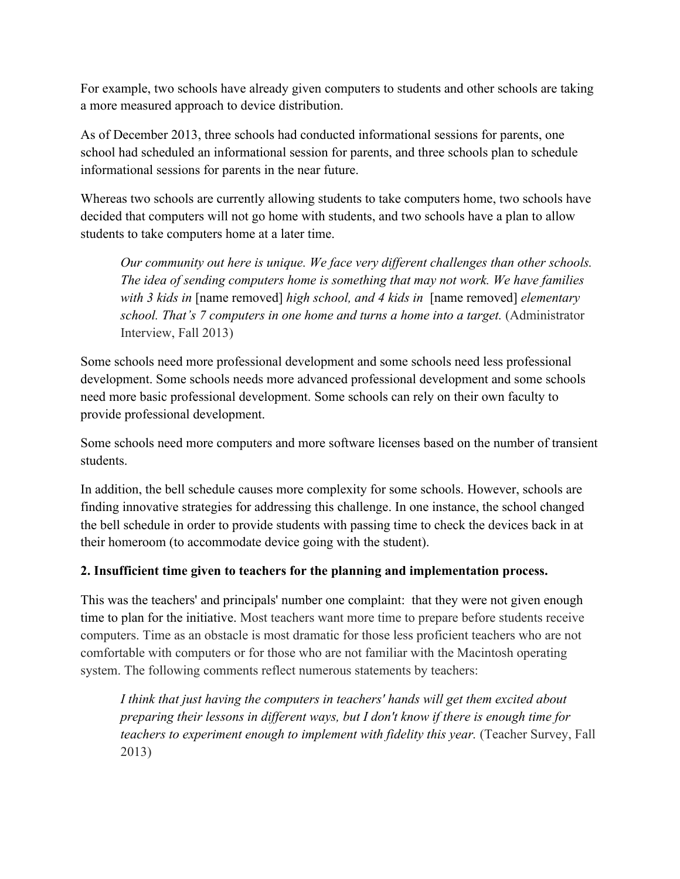For example, two schools have already given computers to students and other schools are taking a more measured approach to device distribution.

As of December 2013, three schools had conducted informational sessions for parents, one school had scheduled an informational session for parents, and three schools plan to schedule informational sessions for parents in the near future.

Whereas two schools are currently allowing students to take computers home, two schools have decided that computers will not go home with students, and two schools have a plan to allow students to take computers home at a later time.

> *Our community out here is unique. We face very different challenges than other schools. The idea of sending computers home is something that may not work. We have families with 3 kids in* [name removed] *high school, and 4 kids in* [name removed] *elementary school. That's 7 computers in one home and turns a home into a target.* (Administrator Interview, Fall 2013)

Some schools need more professional development and some schools need less professional development. Some schools needs more advanced professional development and some schools need more basic professional development. Some schools can rely on their own faculty to provide professional development.

Some schools need more computers and more software licenses based on the number of transient students.

In addition, the bell schedule causes more complexity for some schools. However, schools are finding innovative strategies for addressing this challenge. In one instance, the school changed the bell schedule in order to provide students with passing time to check the devices back in at their homeroom (to accommodate device going with the student).

**2. Insufficient time given to teachers for the planning and implementation process.**

This was the teachers' and principals' number one complaint: that they were not given enough time to plan for the initiative. Most teachers want more time to prepare before students receive computers. Time as an obstacle is most dramatic for those less proficient teachers who are not comfortable with computers or for those who are not familiar with the Macintosh operating system. The following comments reflect numerous statements by teachers:

> *I think that just having the computers in teachers' hands will get them excited about preparing their lessons in different ways, but I don't know if there is enough time for teachers to experiment enough to implement with fidelity this year.* (Teacher Survey, Fall 2013)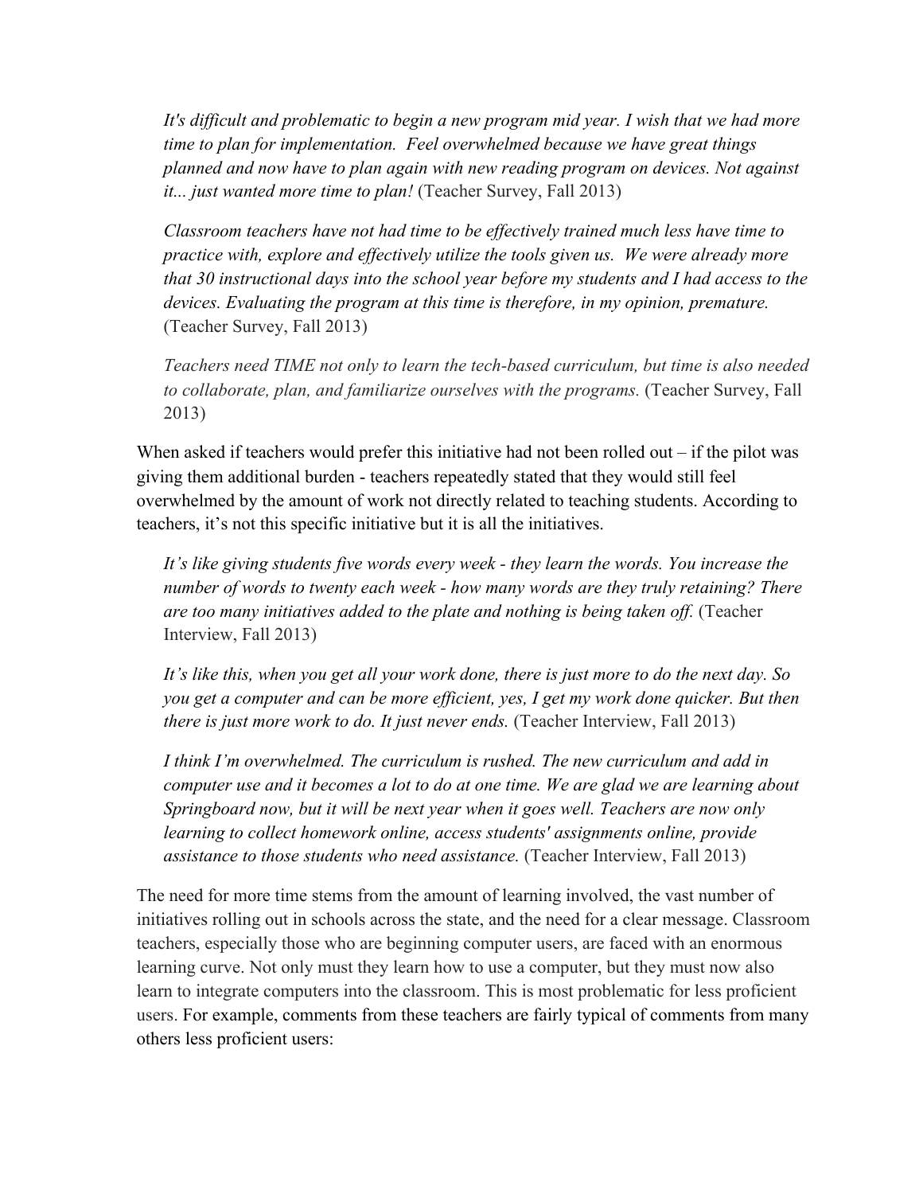> *It's difficult and problematic to begin a new program mid year. I wish that we had more time to plan for implementation. Feel overwhelmed because we have great things planned and now have to plan again with new reading program on devices. Not against it... just wanted more time to plan!* (Teacher Survey, Fall 2013)

> *Classroom teachers have not had time to be effectively trained much less have time to practice with, explore and effectively utilize the tools given us. We were already more that 30 instructional days into the school year before my students and I had access to the devices. Evaluating the program at this time is therefore, in my opinion, premature.* (Teacher Survey, Fall 2013)

> *Teachers need TIME not only to learn the tech-based curriculum, but time is also needed to collaborate, plan, and familiarize ourselves with the programs.* (Teacher Survey, Fall 2013)

When asked if teachers would prefer this initiative had not been rolled out – if the pilot was giving them additional burden - teachers repeatedly stated that they would still feel overwhelmed by the amount of work not directly related to teaching students. According to teachers, it's not this specific initiative but it is all the initiatives.

> *It's like giving students five words every week - they learn the words. You increase the number of words to twenty each week - how many words are they truly retaining? There are too many initiatives added to the plate and nothing is being taken off.* (Teacher Interview, Fall 2013)

> *It's like this, when you get all your work done, there is just more to do the next day. So you get a computer and can be more efficient, yes, I get my work done quicker. But then there is just more work to do. It just never ends.* (Teacher Interview, Fall 2013)

> *I think I'm overwhelmed. The curriculum is rushed. The new curriculum and add in computer use and it becomes a lot to do at one time. We are glad we are learning about Springboard now, but it will be next year when it goes well. Teachers are now only learning to collect homework online, access students' assignments online, provide assistance to those students who need assistance.* (Teacher Interview, Fall 2013)

The need for more time stems from the amount of learning involved, the vast number of initiatives rolling out in schools across the state, and the need for a clear message. Classroom teachers, especially those who are beginning computer users, are faced with an enormous learning curve. Not only must they learn how to use a computer, but they must now also learn to integrate computers into the classroom. This is most problematic for less proficient users. For example, comments from these teachers are fairly typical of comments from many others less proficient users: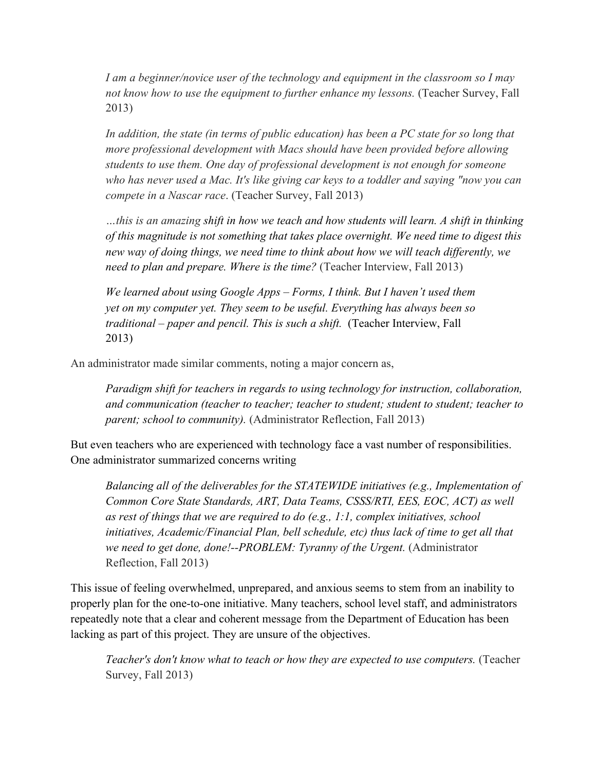> *I am a beginner/novice user of the technology and equipment in the classroom so I may not know how to use the equipment to further enhance my lessons.* (Teacher Survey, Fall 2013)

> *In addition, the state (in terms of public education) has been a PC state for so long that more professional development with Macs should have been provided before allowing students to use them. One day of professional development is not enough for someone who has never used a Mac. It's like giving car keys to a toddler and saying "now you can compete in a Nascar race*. (Teacher Survey, Fall 2013)

> *…this is an amazing shift in how we teach and how students will learn. A shift in thinking of this magnitude is not something that takes place overnight. We need time to digest this new way of doing things, we need time to think about how we will teach differently, we need to plan and prepare. Where is the time?* (Teacher Interview, Fall 2013)

> *We learned about using Google Apps – Forms, I think. But I haven't used them yet on my computer yet. They seem to be useful. Everything has always been so traditional – paper and pencil. This is such a shift.* (Teacher Interview, Fall 2013)

An administrator made similar comments, noting a major concern as,

> *Paradigm shift for teachers in regards to using technology for instruction, collaboration, and communication (teacher to teacher; teacher to student; student to student; teacher to parent; school to community).* (Administrator Reflection, Fall 2013)

But even teachers who are experienced with technology face a vast number of responsibilities. One administrator summarized concerns writing

> *Balancing all of the deliverables for the STATEWIDE initiatives (e.g., Implementation of Common Core State Standards, ART, Data Teams, CSSS/RTI, EES, EOC, ACT) as well as rest of things that we are required to do (e.g., 1:1, complex initiatives, school initiatives, Academic/Financial Plan, bell schedule, etc) thus lack of time to get all that we need to get done, done!--PROBLEM: Tyranny of the Urgent.* (Administrator Reflection, Fall 2013)

This issue of feeling overwhelmed, unprepared, and anxious seems to stem from an inability to properly plan for the one-to-one initiative. Many teachers, school level staff, and administrators repeatedly note that a clear and coherent message from the Department of Education has been lacking as part of this project. They are unsure of the objectives.

> *Teacher's don't know what to teach or how they are expected to use computers.* (Teacher Survey, Fall 2013)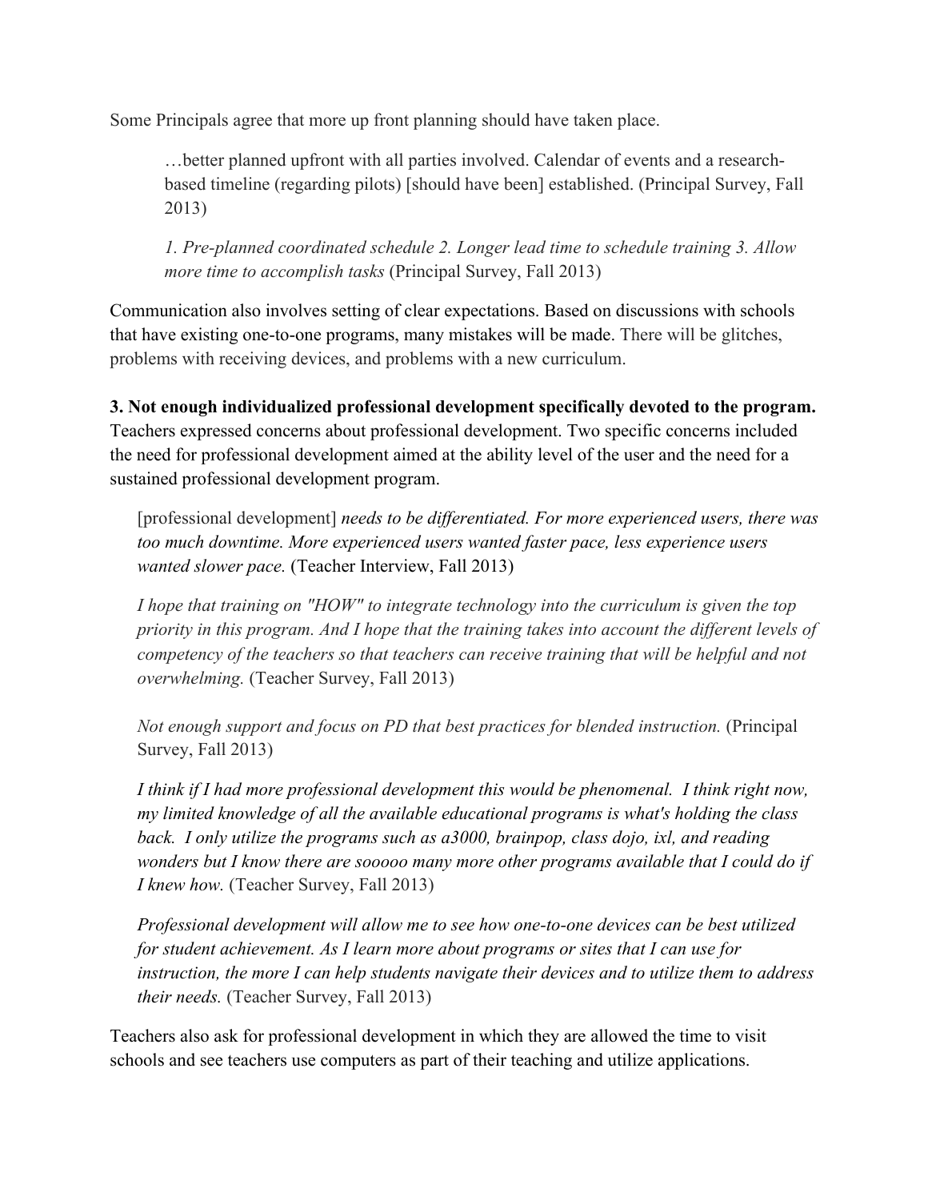Some Principals agree that more up front planning should have taken place.

> …better planned upfront with all parties involved. Calendar of events and a research-based timeline (regarding pilots) [should have been] established. (Principal Survey, Fall 2013)

> *1. Pre-planned coordinated schedule 2. Longer lead time to schedule training 3. Allow more time to accomplish tasks* (Principal Survey, Fall 2013)

Communication also involves setting of clear expectations. Based on discussions with schools that have existing one-to-one programs, many mistakes will be made. There will be glitches, problems with receiving devices, and problems with a new curriculum.

**3. Not enough individualized professional development specifically devoted to the program.** Teachers expressed concerns about professional development. Two specific concerns included the need for professional development aimed at the ability level of the user and the need for a sustained professional development program.

> [professional development] *needs to be differentiated. For more experienced users, there was too much downtime. More experienced users wanted faster pace, less experience users wanted slower pace.* (Teacher Interview, Fall 2013)

> *I hope that training on "HOW" to integrate technology into the curriculum is given the top priority in this program. And I hope that the training takes into account the different levels of competency of the teachers so that teachers can receive training that will be helpful and not overwhelming.* (Teacher Survey, Fall 2013)

> *Not enough support and focus on PD that best practices for blended instruction.* (Principal Survey, Fall 2013)

> *I think if I had more professional development this would be phenomenal. I think right now, my limited knowledge of all the available educational programs is what's holding the class back. I only utilize the programs such as a3000, brainpop, class dojo, ixl, and reading wonders but I know there are sooooo many more other programs available that I could do if I knew how.* (Teacher Survey, Fall 2013)

> *Professional development will allow me to see how one-to-one devices can be best utilized for student achievement. As I learn more about programs or sites that I can use for instruction, the more I can help students navigate their devices and to utilize them to address their needs.* (Teacher Survey, Fall 2013)

Teachers also ask for professional development in which they are allowed the time to visit schools and see teachers use computers as part of their teaching and utilize applications.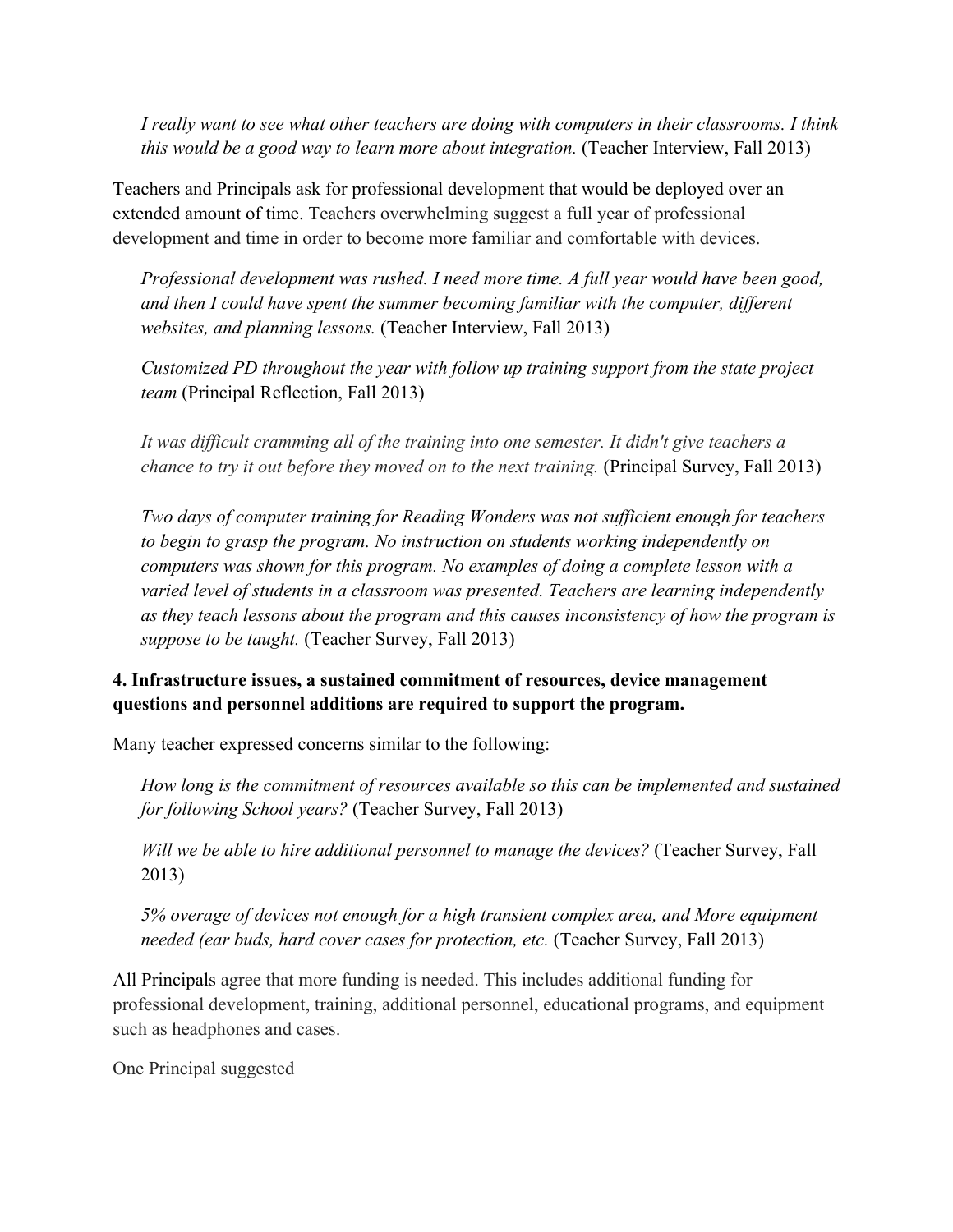*I really want to see what other teachers are doing with computers in their classrooms. I think this would be a good way to learn more about integration.* (Teacher Interview, Fall 2013)

Teachers and Principals ask for professional development that would be deployed over an extended amount of time. Teachers overwhelming suggest a full year of professional development and time in order to become more familiar and comfortable with devices.

*Professional development was rushed. I need more time. A full year would have been good, and then I could have spent the summer becoming familiar with the computer, different websites, and planning lessons.* (Teacher Interview, Fall 2013)

*Customized PD throughout the year with follow up training support from the state project team* (Principal Reflection, Fall 2013)

*It was difficult cramming all of the training into one semester. It didn't give teachers a chance to try it out before they moved on to the next training.* (Principal Survey, Fall 2013)

*Two days of computer training for Reading Wonders was not sufficient enough for teachers to begin to grasp the program. No instruction on students working independently on computers was shown for this program. No examples of doing a complete lesson with a varied level of students in a classroom was presented. Teachers are learning independently as they teach lessons about the program and this causes inconsistency of how the program is suppose to be taught.* (Teacher Survey, Fall 2013)

**4. Infrastructure issues, a sustained commitment of resources, device management questions and personnel additions are required to support the program.**

Many teacher expressed concerns similar to the following:

*How long is the commitment of resources available so this can be implemented and sustained for following School years?* (Teacher Survey, Fall 2013)

*Will we be able to hire additional personnel to manage the devices?* (Teacher Survey, Fall 2013)

*5% overage of devices not enough for a high transient complex area, and More equipment needed (ear buds, hard cover cases for protection, etc.* (Teacher Survey, Fall 2013)

All Principals agree that more funding is needed. This includes additional funding for professional development, training, additional personnel, educational programs, and equipment such as headphones and cases.

One Principal suggested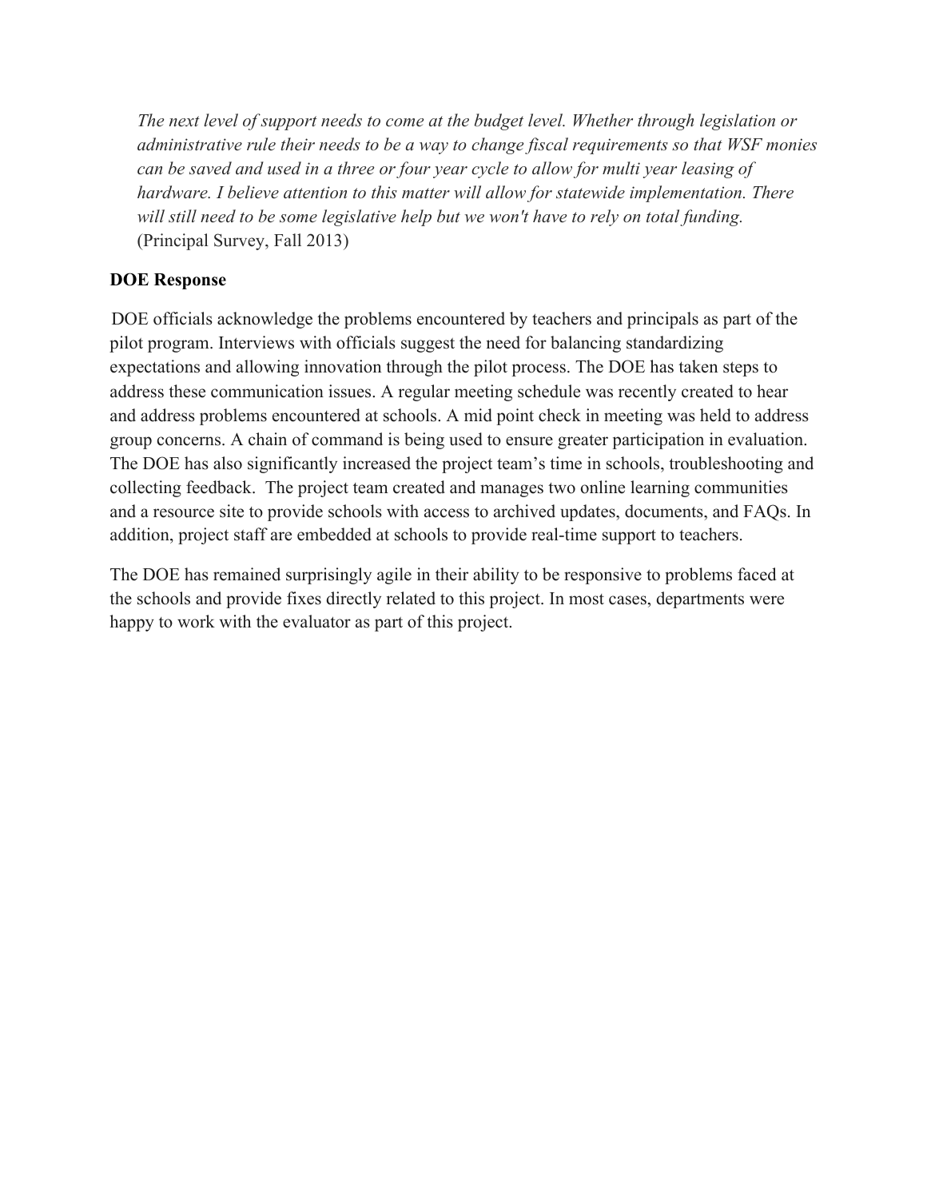*The next level of support needs to come at the budget level. Whether through legislation or administrative rule their needs to be a way to change fiscal requirements so that WSF monies can be saved and used in a three or four year cycle to allow for multi year leasing of hardware. I believe attention to this matter will allow for statewide implementation. There will still need to be some legislative help but we won't have to rely on total funding.* (Principal Survey, Fall 2013)

**DOE Response**

DOE officials acknowledge the problems encountered by teachers and principals as part of the pilot program. Interviews with officials suggest the need for balancing standardizing expectations and allowing innovation through the pilot process. The DOE has taken steps to address these communication issues. A regular meeting schedule was recently created to hear and address problems encountered at schools. A mid point check in meeting was held to address group concerns. A chain of command is being used to ensure greater participation in evaluation. The DOE has also significantly increased the project team's time in schools, troubleshooting and collecting feedback. The project team created and manages two online learning communities and a resource site to provide schools with access to archived updates, documents, and FAQs. In addition, project staff are embedded at schools to provide real-time support to teachers.

The DOE has remained surprisingly agile in their ability to be responsive to problems faced at the schools and provide fixes directly related to this project. In most cases, departments were happy to work with the evaluator as part of this project.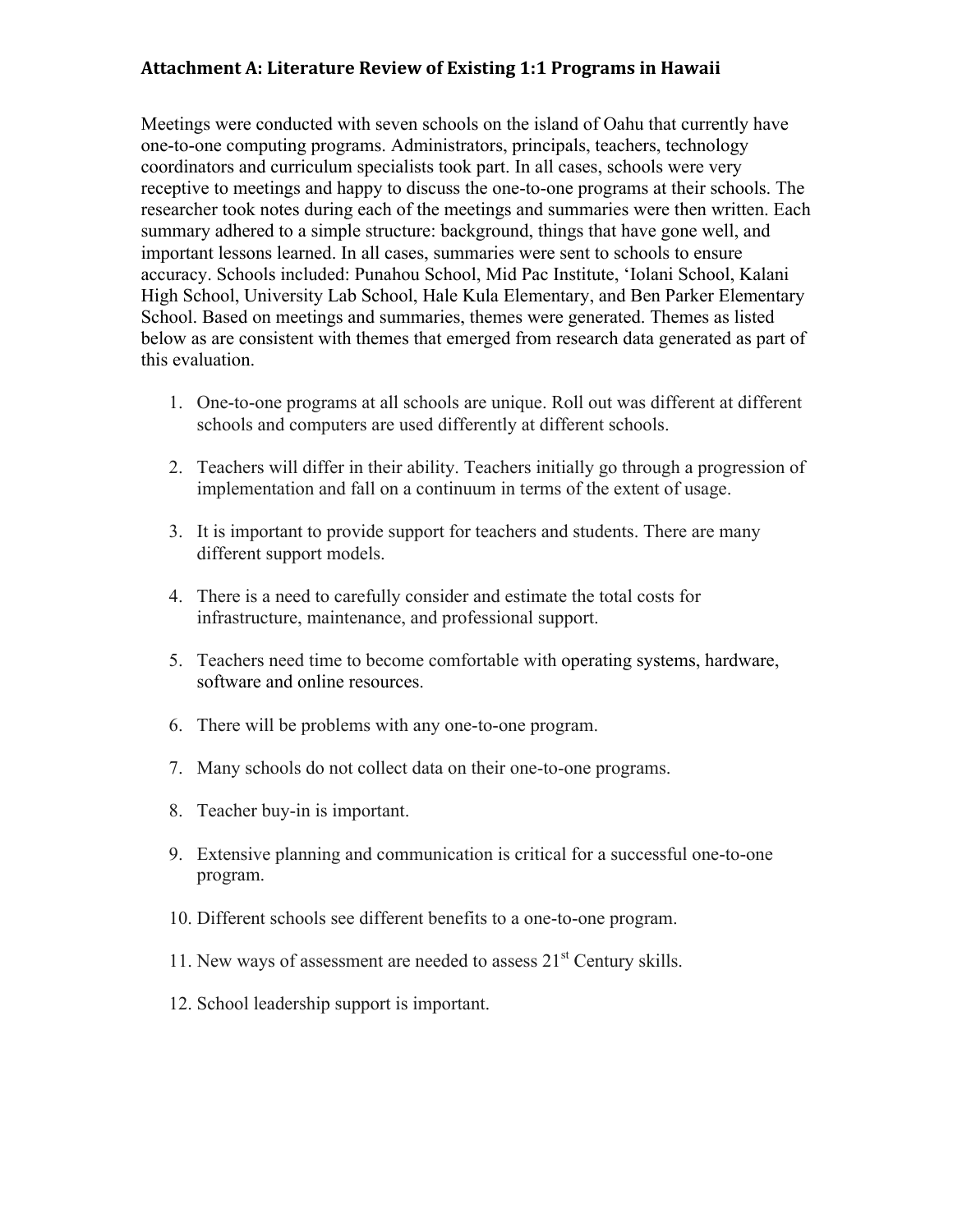## Attachment A: Literature Review of Existing 1:1 Programs in Hawaii

Meetings were conducted with seven schools on the island of Oahu that currently have one-to-one computing programs. Administrators, principals, teachers, technology coordinators and curriculum specialists took part. In all cases, schools were very receptive to meetings and happy to discuss the one-to-one programs at their schools. The researcher took notes during each of the meetings and summaries were then written. Each summary adhered to a simple structure: background, things that have gone well, and important lessons learned. In all cases, summaries were sent to schools to ensure accuracy. Schools included: Punahou School, Mid Pac Institute, ‘Iolani School, Kalani High School, University Lab School, Hale Kula Elementary, and Ben Parker Elementary School. Based on meetings and summaries, themes were generated. Themes as listed below as are consistent with themes that emerged from research data generated as part of this evaluation.

1. One-to-one programs at all schools are unique. Roll out was different at different schools and computers are used differently at different schools.
2. Teachers will differ in their ability. Teachers initially go through a progression of implementation and fall on a continuum in terms of the extent of usage.
3. It is important to provide support for teachers and students. There are many different support models.
4. There is a need to carefully consider and estimate the total costs for infrastructure, maintenance, and professional support.
5. Teachers need time to become comfortable with operating systems, hardware, software and online resources.
6. There will be problems with any one-to-one program.
7. Many schools do not collect data on their one-to-one programs.
8. Teacher buy-in is important.
9. Extensive planning and communication is critical for a successful one-to-one program.
10. Different schools see different benefits to a one-to-one program.
11. New ways of assessment are needed to assess 21st Century skills.
12. School leadership support is important.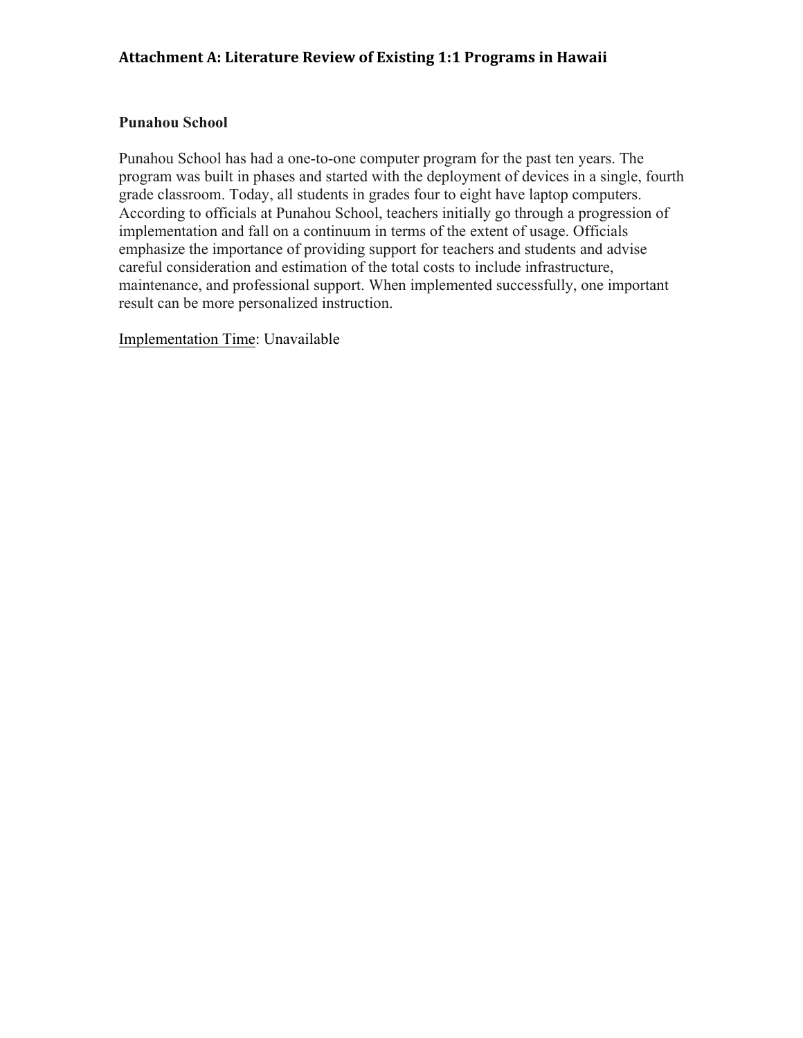## Attachment A: Literature Review of Existing 1:1 Programs in Hawaii

**Punahou School**

Punahou School has had a one-to-one computer program for the past ten years. The program was built in phases and started with the deployment of devices in a single, fourth grade classroom. Today, all students in grades four to eight have laptop computers. According to officials at Punahou School, teachers initially go through a progression of implementation and fall on a continuum in terms of the extent of usage. Officials emphasize the importance of providing support for teachers and students and advise careful consideration and estimation of the total costs to include infrastructure, maintenance, and professional support. When implemented successfully, one important result can be more personalized instruction.

<u>Implementation Time</u>: Unavailable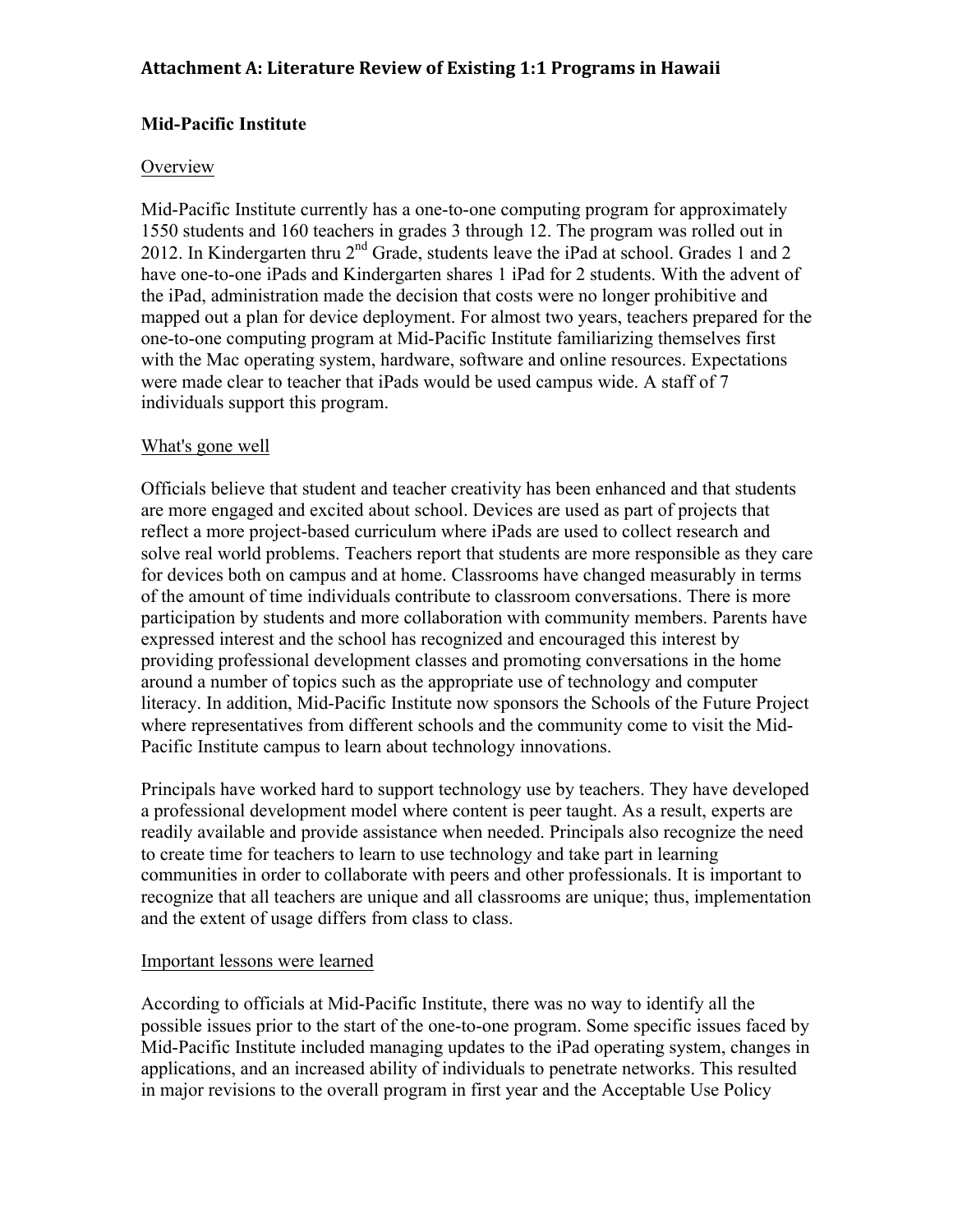## Attachment A: Literature Review of Existing 1:1 Programs in Hawaii

### Mid-Pacific Institute

Overview

Mid-Pacific Institute currently has a one-to-one computing program for approximately 1550 students and 160 teachers in grades 3 through 12. The program was rolled out in 2012. In Kindergarten thru 2nd Grade, students leave the iPad at school. Grades 1 and 2 have one-to-one iPads and Kindergarten shares 1 iPad for 2 students. With the advent of the iPad, administration made the decision that costs were no longer prohibitive and mapped out a plan for device deployment. For almost two years, teachers prepared for the one-to-one computing program at Mid-Pacific Institute familiarizing themselves first with the Mac operating system, hardware, software and online resources. Expectations were made clear to teacher that iPads would be used campus wide. A staff of 7 individuals support this program.

What's gone well

Officials believe that student and teacher creativity has been enhanced and that students are more engaged and excited about school. Devices are used as part of projects that reflect a more project-based curriculum where iPads are used to collect research and solve real world problems. Teachers report that students are more responsible as they care for devices both on campus and at home. Classrooms have changed measurably in terms of the amount of time individuals contribute to classroom conversations. There is more participation by students and more collaboration with community members. Parents have expressed interest and the school has recognized and encouraged this interest by providing professional development classes and promoting conversations in the home around a number of topics such as the appropriate use of technology and computer literacy. In addition, Mid-Pacific Institute now sponsors the Schools of the Future Project where representatives from different schools and the community come to visit the Mid-Pacific Institute campus to learn about technology innovations.

Principals have worked hard to support technology use by teachers. They have developed a professional development model where content is peer taught. As a result, experts are readily available and provide assistance when needed. Principals also recognize the need to create time for teachers to learn to use technology and take part in learning communities in order to collaborate with peers and other professionals. It is important to recognize that all teachers are unique and all classrooms are unique; thus, implementation and the extent of usage differs from class to class.

Important lessons were learned

According to officials at Mid-Pacific Institute, there was no way to identify all the possible issues prior to the start of the one-to-one program. Some specific issues faced by Mid-Pacific Institute included managing updates to the iPad operating system, changes in applications, and an increased ability of individuals to penetrate networks. This resulted in major revisions to the overall program in first year and the Acceptable Use Policy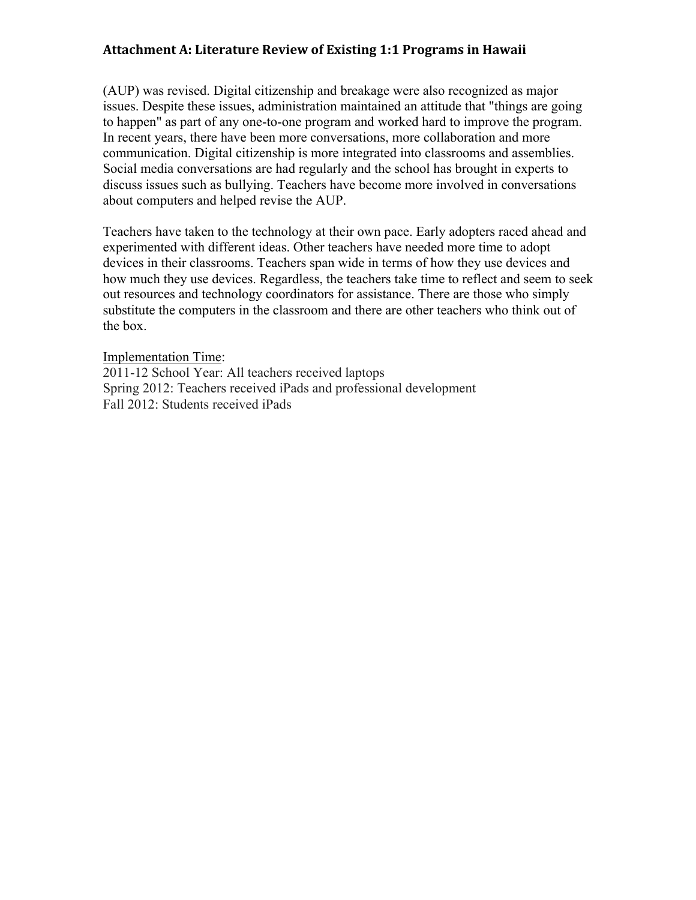(AUP) was revised. Digital citizenship and breakage were also recognized as major issues. Despite these issues, administration maintained an attitude that "things are going to happen" as part of any one-to-one program and worked hard to improve the program. In recent years, there have been more conversations, more collaboration and more communication. Digital citizenship is more integrated into classrooms and assemblies. Social media conversations are had regularly and the school has brought in experts to discuss issues such as bullying. Teachers have become more involved in conversations about computers and helped revise the AUP.

Teachers have taken to the technology at their own pace. Early adopters raced ahead and experimented with different ideas. Other teachers have needed more time to adopt devices in their classrooms. Teachers span wide in terms of how they use devices and how much they use devices. Regardless, the teachers take time to reflect and seem to seek out resources and technology coordinators for assistance. There are those who simply substitute the computers in the classroom and there are other teachers who think out of the box.

Implementation Time:
2011-12 School Year: All teachers received laptops
Spring 2012: Teachers received iPads and professional development
Fall 2012: Students received iPads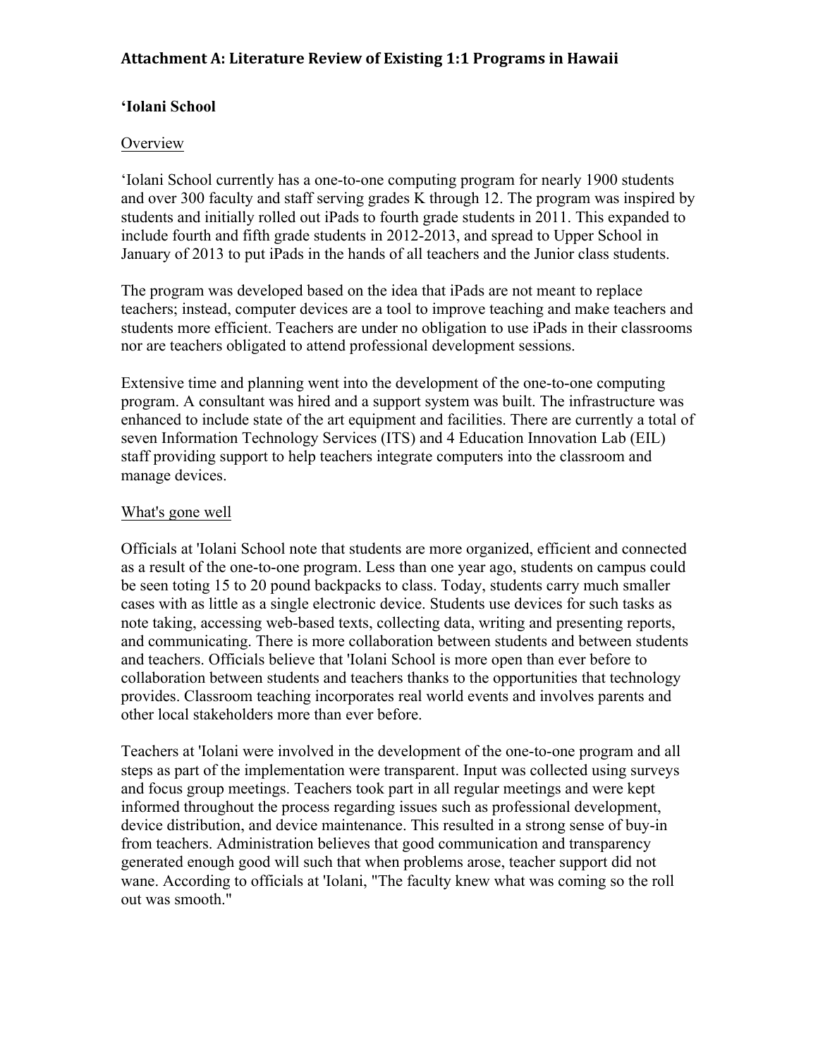## Attachment A: Literature Review of Existing 1:1 Programs in Hawaii

### ‘Iolani School

Overview

‘Iolani School currently has a one-to-one computing program for nearly 1900 students and over 300 faculty and staff serving grades K through 12. The program was inspired by students and initially rolled out iPads to fourth grade students in 2011. This expanded to include fourth and fifth grade students in 2012-2013, and spread to Upper School in January of 2013 to put iPads in the hands of all teachers and the Junior class students.

The program was developed based on the idea that iPads are not meant to replace teachers; instead, computer devices are a tool to improve teaching and make teachers and students more efficient. Teachers are under no obligation to use iPads in their classrooms nor are teachers obligated to attend professional development sessions.

Extensive time and planning went into the development of the one-to-one computing program. A consultant was hired and a support system was built. The infrastructure was enhanced to include state of the art equipment and facilities. There are currently a total of seven Information Technology Services (ITS) and 4 Education Innovation Lab (EIL) staff providing support to help teachers integrate computers into the classroom and manage devices.

What's gone well

Officials at 'Iolani School note that students are more organized, efficient and connected as a result of the one-to-one program. Less than one year ago, students on campus could be seen toting 15 to 20 pound backpacks to class. Today, students carry much smaller cases with as little as a single electronic device. Students use devices for such tasks as note taking, accessing web-based texts, collecting data, writing and presenting reports, and communicating. There is more collaboration between students and between students and teachers. Officials believe that 'Iolani School is more open than ever before to collaboration between students and teachers thanks to the opportunities that technology provides. Classroom teaching incorporates real world events and involves parents and other local stakeholders more than ever before.

Teachers at 'Iolani were involved in the development of the one-to-one program and all steps as part of the implementation were transparent. Input was collected using surveys and focus group meetings. Teachers took part in all regular meetings and were kept informed throughout the process regarding issues such as professional development, device distribution, and device maintenance. This resulted in a strong sense of buy-in from teachers. Administration believes that good communication and transparency generated enough good will such that when problems arose, teacher support did not wane. According to officials at 'Iolani, "The faculty knew what was coming so the roll out was smooth."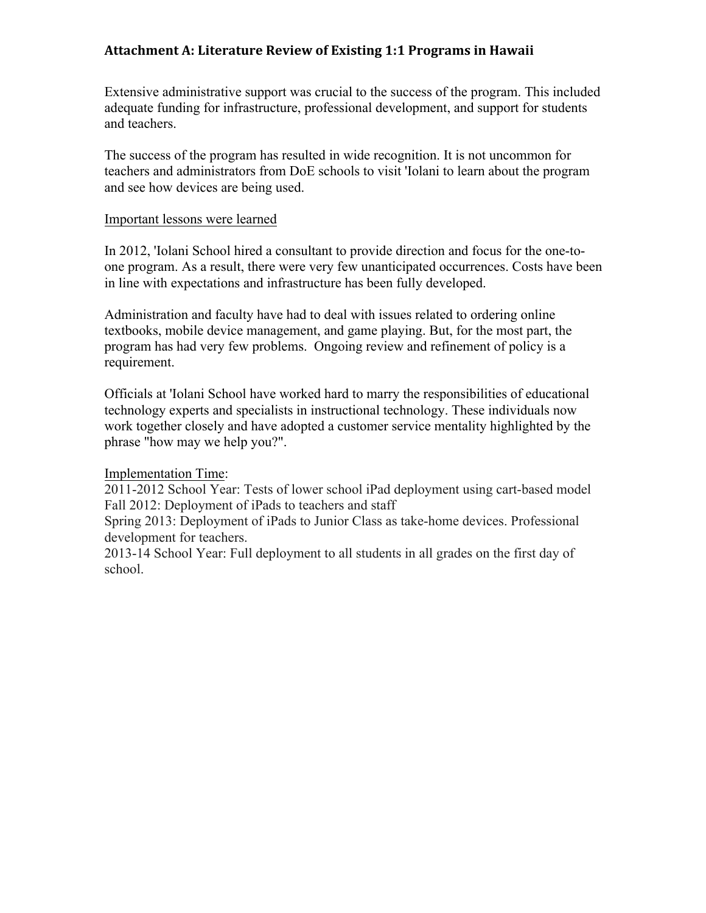## Attachment A: Literature Review of Existing 1:1 Programs in Hawaii

Extensive administrative support was crucial to the success of the program. This included adequate funding for infrastructure, professional development, and support for students and teachers.

The success of the program has resulted in wide recognition. It is not uncommon for teachers and administrators from DoE schools to visit 'Iolani to learn about the program and see how devices are being used.

Important lessons were learned

In 2012, 'Iolani School hired a consultant to provide direction and focus for the one-to-one program. As a result, there were very few unanticipated occurrences. Costs have been in line with expectations and infrastructure has been fully developed.

Administration and faculty have had to deal with issues related to ordering online textbooks, mobile device management, and game playing. But, for the most part, the program has had very few problems. Ongoing review and refinement of policy is a requirement.

Officials at 'Iolani School have worked hard to marry the responsibilities of educational technology experts and specialists in instructional technology. These individuals now work together closely and have adopted a customer service mentality highlighted by the phrase "how may we help you?".

Implementation Time:
2011-2012 School Year: Tests of lower school iPad deployment using cart-based model
Fall 2012: Deployment of iPads to teachers and staff
Spring 2013: Deployment of iPads to Junior Class as take-home devices. Professional development for teachers.
2013-14 School Year: Full deployment to all students in all grades on the first day of school.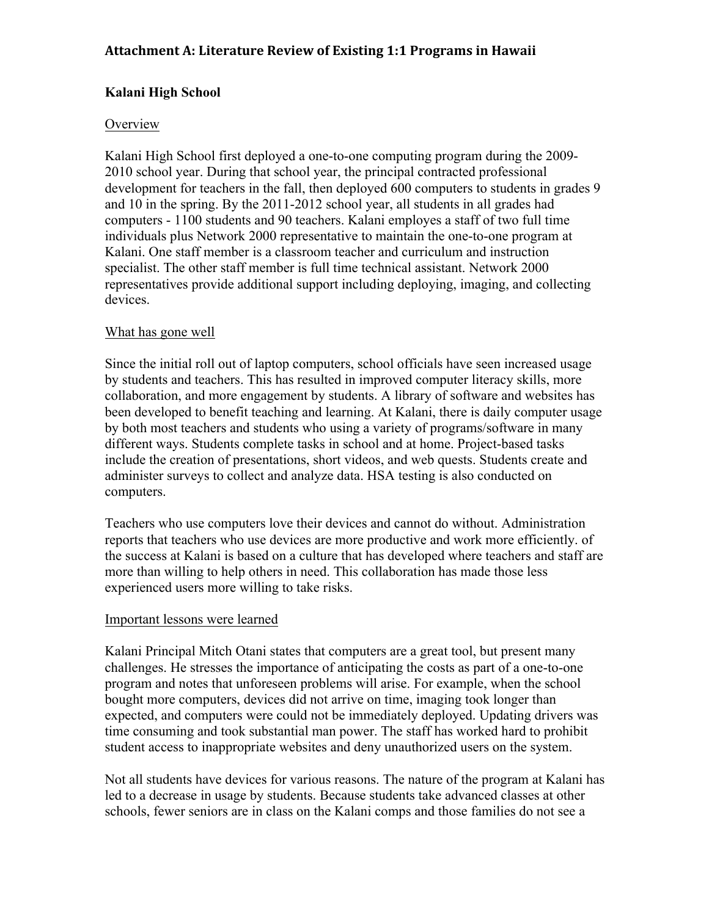## Attachment A: Literature Review of Existing 1:1 Programs in Hawaii

### Kalani High School

Overview

Kalani High School first deployed a one-to-one computing program during the 2009-2010 school year. During that school year, the principal contracted professional development for teachers in the fall, then deployed 600 computers to students in grades 9 and 10 in the spring. By the 2011-2012 school year, all students in all grades had computers - 1100 students and 90 teachers. Kalani employees a staff of two full time individuals plus Network 2000 representative to maintain the one-to-one program at Kalani. One staff member is a classroom teacher and curriculum and instruction specialist. The other staff member is full time technical assistant. Network 2000 representatives provide additional support including deploying, imaging, and collecting devices.

What has gone well

Since the initial roll out of laptop computers, school officials have seen increased usage by students and teachers. This has resulted in improved computer literacy skills, more collaboration, and more engagement by students. A library of software and websites has been developed to benefit teaching and learning. At Kalani, there is daily computer usage by both most teachers and students who using a variety of programs/software in many different ways. Students complete tasks in school and at home. Project-based tasks include the creation of presentations, short videos, and web quests. Students create and administer surveys to collect and analyze data. HSA testing is also conducted on computers.

Teachers who use computers love their devices and cannot do without. Administration reports that teachers who use devices are more productive and work more efficiently. of the success at Kalani is based on a culture that has developed where teachers and staff are more than willing to help others in need. This collaboration has made those less experienced users more willing to take risks.

Important lessons were learned

Kalani Principal Mitch Otani states that computers are a great tool, but present many challenges. He stresses the importance of anticipating the costs as part of a one-to-one program and notes that unforeseen problems will arise. For example, when the school bought more computers, devices did not arrive on time, imaging took longer than expected, and computers were could not be immediately deployed. Updating drivers was time consuming and took substantial man power. The staff has worked hard to prohibit student access to inappropriate websites and deny unauthorized users on the system.

Not all students have devices for various reasons. The nature of the program at Kalani has led to a decrease in usage by students. Because students take advanced classes at other schools, fewer seniors are in class on the Kalani comps and those families do not see a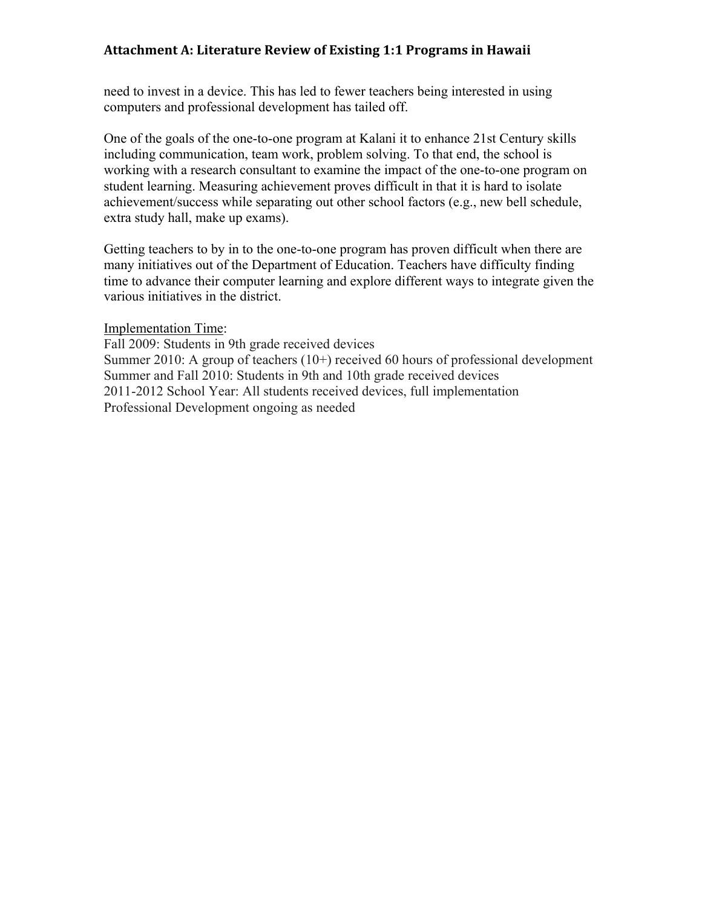need to invest in a device. This has led to fewer teachers being interested in using computers and professional development has tailed off.

One of the goals of the one-to-one program at Kalani it to enhance 21st Century skills including communication, team work, problem solving. To that end, the school is working with a research consultant to examine the impact of the one-to-one program on student learning. Measuring achievement proves difficult in that it is hard to isolate achievement/success while separating out other school factors (e.g., new bell schedule, extra study hall, make up exams).

Getting teachers to by in to the one-to-one program has proven difficult when there are many initiatives out of the Department of Education. Teachers have difficulty finding time to advance their computer learning and explore different ways to integrate given the various initiatives in the district.

<u>Implementation Time</u>:
Fall 2009: Students in 9th grade received devices
Summer 2010: A group of teachers (10+) received 60 hours of professional development
Summer and Fall 2010: Students in 9th and 10th grade received devices
2011-2012 School Year: All students received devices, full implementation
Professional Development ongoing as needed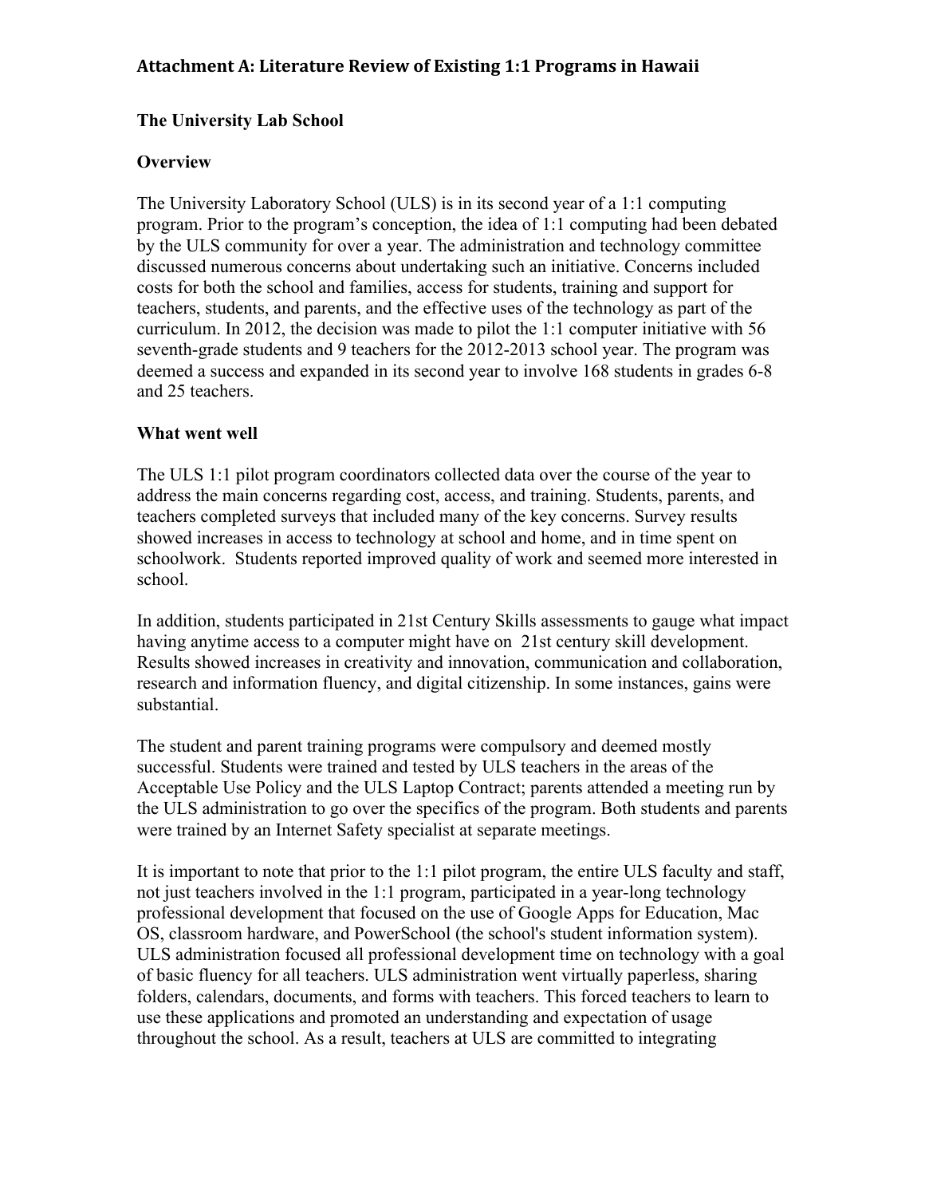# Attachment A: Literature Review of Existing 1:1 Programs in Hawaii

## The University Lab School

### Overview

The University Laboratory School (ULS) is in its second year of a 1:1 computing program. Prior to the program's conception, the idea of 1:1 computing had been debated by the ULS community for over a year. The administration and technology committee discussed numerous concerns about undertaking such an initiative. Concerns included costs for both the school and families, access for students, training and support for teachers, students, and parents, and the effective uses of the technology as part of the curriculum. In 2012, the decision was made to pilot the 1:1 computer initiative with 56 seventh-grade students and 9 teachers for the 2012-2013 school year. The program was deemed a success and expanded in its second year to involve 168 students in grades 6-8 and 25 teachers.

### What went well

The ULS 1:1 pilot program coordinators collected data over the course of the year to address the main concerns regarding cost, access, and training. Students, parents, and teachers completed surveys that included many of the key concerns. Survey results showed increases in access to technology at school and home, and in time spent on schoolwork. Students reported improved quality of work and seemed more interested in school.

In addition, students participated in 21st Century Skills assessments to gauge what impact having anytime access to a computer might have on 21st century skill development. Results showed increases in creativity and innovation, communication and collaboration, research and information fluency, and digital citizenship. In some instances, gains were substantial.

The student and parent training programs were compulsory and deemed mostly successful. Students were trained and tested by ULS teachers in the areas of the Acceptable Use Policy and the ULS Laptop Contract; parents attended a meeting run by the ULS administration to go over the specifics of the program. Both students and parents were trained by an Internet Safety specialist at separate meetings.

It is important to note that prior to the 1:1 pilot program, the entire ULS faculty and staff, not just teachers involved in the 1:1 program, participated in a year-long technology professional development that focused on the use of Google Apps for Education, Mac OS, classroom hardware, and PowerSchool (the school's student information system). ULS administration focused all professional development time on technology with a goal of basic fluency for all teachers. ULS administration went virtually paperless, sharing folders, calendars, documents, and forms with teachers. This forced teachers to learn to use these applications and promoted an understanding and expectation of usage throughout the school. As a result, teachers at ULS are committed to integrating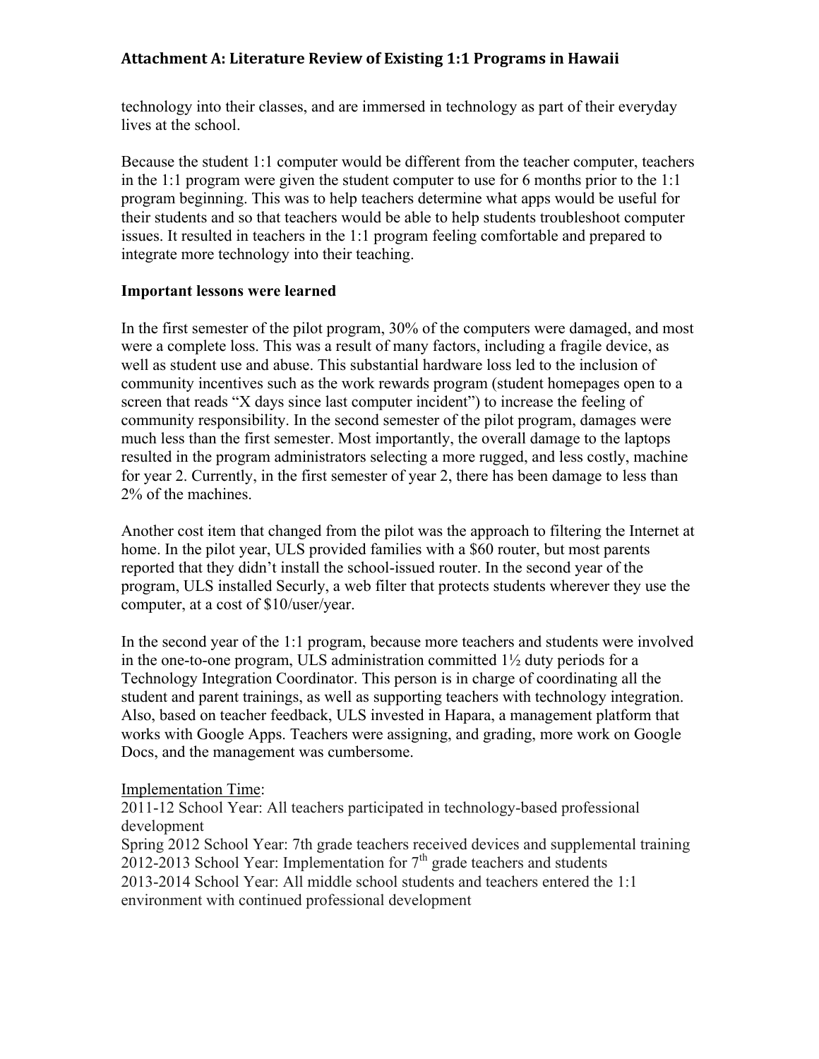technology into their classes, and are immersed in technology as part of their everyday lives at the school.

Because the student 1:1 computer would be different from the teacher computer, teachers in the 1:1 program were given the student computer to use for 6 months prior to the 1:1 program beginning. This was to help teachers determine what apps would be useful for their students and so that teachers would be able to help students troubleshoot computer issues. It resulted in teachers in the 1:1 program feeling comfortable and prepared to integrate more technology into their teaching.

**Important lessons were learned**

In the first semester of the pilot program, 30% of the computers were damaged, and most were a complete loss. This was a result of many factors, including a fragile device, as well as student use and abuse. This substantial hardware loss led to the inclusion of community incentives such as the work rewards program (student homepages open to a screen that reads "X days since last computer incident") to increase the feeling of community responsibility. In the second semester of the pilot program, damages were much less than the first semester. Most importantly, the overall damage to the laptops resulted in the program administrators selecting a more rugged, and less costly, machine for year 2. Currently, in the first semester of year 2, there has been damage to less than 2% of the machines.

Another cost item that changed from the pilot was the approach to filtering the Internet at home. In the pilot year, ULS provided families with a $60 router, but most parents reported that they didn't install the school-issued router. In the second year of the program, ULS installed Securly, a web filter that protects students wherever they use the computer, at a cost of $10/user/year.

In the second year of the 1:1 program, because more teachers and students were involved in the one-to-one program, ULS administration committed 1½ duty periods for a Technology Integration Coordinator. This person is in charge of coordinating all the student and parent trainings, as well as supporting teachers with technology integration. Also, based on teacher feedback, ULS invested in Hapara, a management platform that works with Google Apps. Teachers were assigning, and grading, more work on Google Docs, and the management was cumbersome.

Implementation Time:
2011-12 School Year: All teachers participated in technology-based professional development
Spring 2012 School Year: 7th grade teachers received devices and supplemental training
2012-2013 School Year: Implementation for 7th grade teachers and students
2013-2014 School Year: All middle school students and teachers entered the 1:1 environment with continued professional development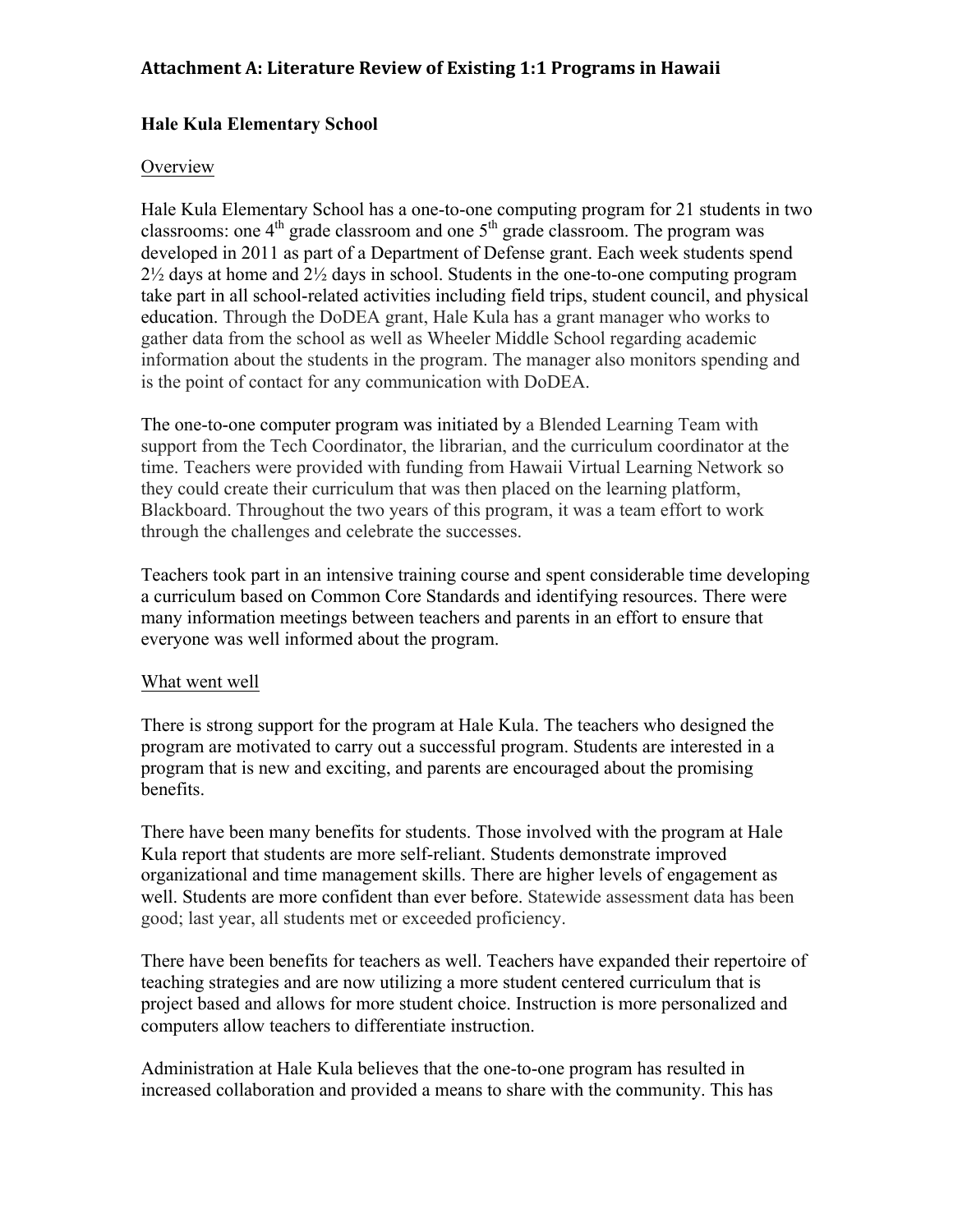# Attachment A: Literature Review of Existing 1:1 Programs in Hawaii

## Hale Kula Elementary School

### Overview

Hale Kula Elementary School has a one-to-one computing program for 21 students in two classrooms: one 4th grade classroom and one 5th grade classroom. The program was developed in 2011 as part of a Department of Defense grant. Each week students spend 2½ days at home and 2½ days in school. Students in the one-to-one computing program take part in all school-related activities including field trips, student council, and physical education. Through the DoDEA grant, Hale Kula has a grant manager who works to gather data from the school as well as Wheeler Middle School regarding academic information about the students in the program. The manager also monitors spending and is the point of contact for any communication with DoDEA.

The one-to-one computer program was initiated by a Blended Learning Team with support from the Tech Coordinator, the librarian, and the curriculum coordinator at the time. Teachers were provided with funding from Hawaii Virtual Learning Network so they could create their curriculum that was then placed on the learning platform, Blackboard. Throughout the two years of this program, it was a team effort to work through the challenges and celebrate the successes.

Teachers took part in an intensive training course and spent considerable time developing a curriculum based on Common Core Standards and identifying resources. There were many information meetings between teachers and parents in an effort to ensure that everyone was well informed about the program.

### What went well

There is strong support for the program at Hale Kula. The teachers who designed the program are motivated to carry out a successful program. Students are interested in a program that is new and exciting, and parents are encouraged about the promising benefits.

There have been many benefits for students. Those involved with the program at Hale Kula report that students are more self-reliant. Students demonstrate improved organizational and time management skills. There are higher levels of engagement as well. Students are more confident than ever before. Statewide assessment data has been good; last year, all students met or exceeded proficiency.

There have been benefits for teachers as well. Teachers have expanded their repertoire of teaching strategies and are now utilizing a more student centered curriculum that is project based and allows for more student choice. Instruction is more personalized and computers allow teachers to differentiate instruction.

Administration at Hale Kula believes that the one-to-one program has resulted in increased collaboration and provided a means to share with the community. This has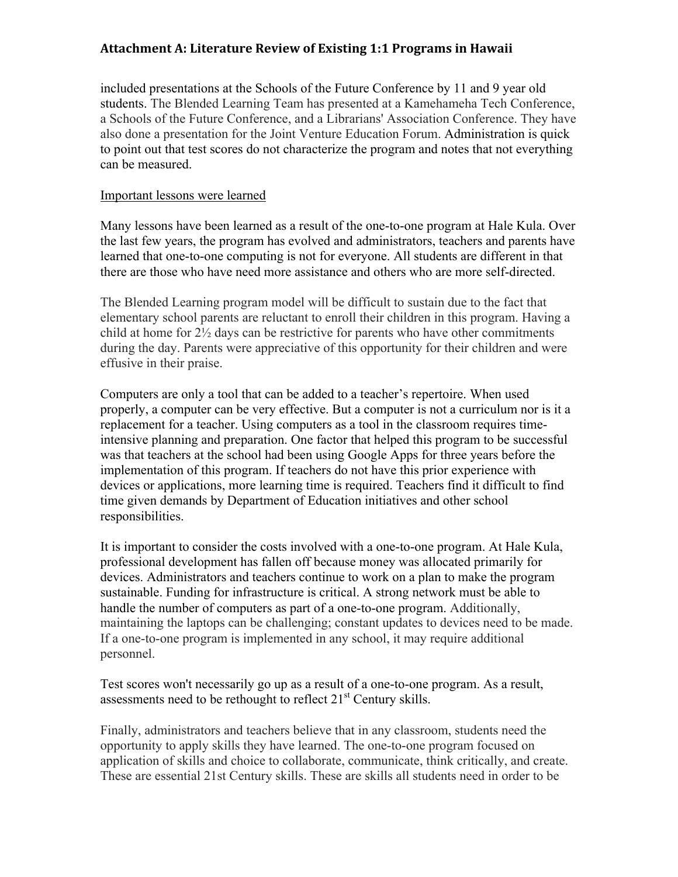included presentations at the Schools of the Future Conference by 11 and 9 year old students. The Blended Learning Team has presented at a Kamehameha Tech Conference, a Schools of the Future Conference, and a Librarians' Association Conference. They have also done a presentation for the Joint Venture Education Forum. Administration is quick to point out that test scores do not characterize the program and notes that not everything can be measured.

Important lessons were learned

Many lessons have been learned as a result of the one-to-one program at Hale Kula. Over the last few years, the program has evolved and administrators, teachers and parents have learned that one-to-one computing is not for everyone. All students are different in that there are those who have need more assistance and others who are more self-directed.

The Blended Learning program model will be difficult to sustain due to the fact that elementary school parents are reluctant to enroll their children in this program. Having a child at home for 2½ days can be restrictive for parents who have other commitments during the day. Parents were appreciative of this opportunity for their children and were effusive in their praise.

Computers are only a tool that can be added to a teacher's repertoire. When used properly, a computer can be very effective. But a computer is not a curriculum nor is it a replacement for a teacher. Using computers as a tool in the classroom requires time-intensive planning and preparation. One factor that helped this program to be successful was that teachers at the school had been using Google Apps for three years before the implementation of this program. If teachers do not have this prior experience with devices or applications, more learning time is required. Teachers find it difficult to find time given demands by Department of Education initiatives and other school responsibilities.

It is important to consider the costs involved with a one-to-one program. At Hale Kula, professional development has fallen off because money was allocated primarily for devices. Administrators and teachers continue to work on a plan to make the program sustainable. Funding for infrastructure is critical. A strong network must be able to handle the number of computers as part of a one-to-one program. Additionally, maintaining the laptops can be challenging; constant updates to devices need to be made. If a one-to-one program is implemented in any school, it may require additional personnel.

Test scores won't necessarily go up as a result of a one-to-one program. As a result, assessments need to be rethought to reflect 21st Century skills.

Finally, administrators and teachers believe that in any classroom, students need the opportunity to apply skills they have learned. The one-to-one program focused on application of skills and choice to collaborate, communicate, think critically, and create. These are essential 21st Century skills. These are skills all students need in order to be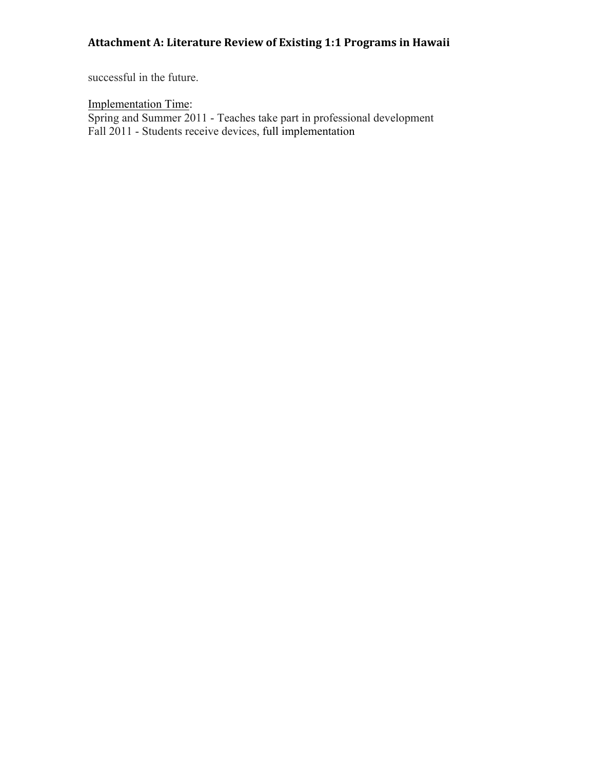successful in the future.

Implementation Time:

Spring and Summer 2011 - Teaches take part in professional development
Fall 2011 - Students receive devices, full implementation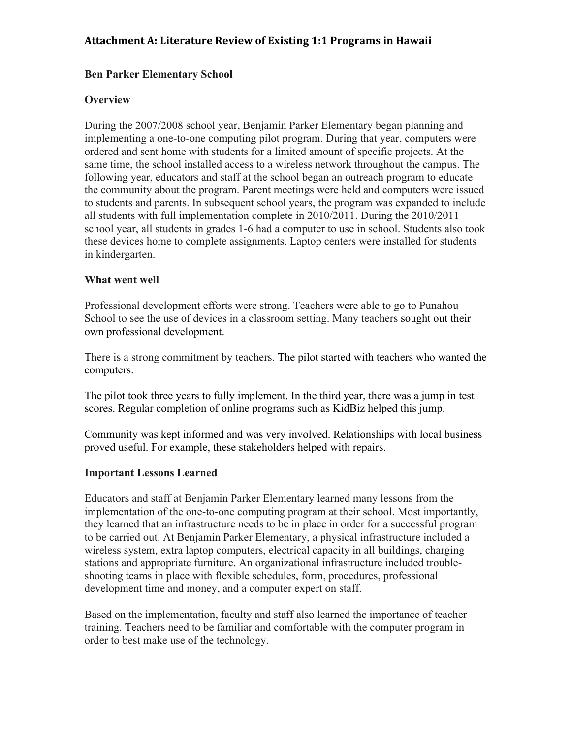# Attachment A: Literature Review of Existing 1:1 Programs in Hawaii

## Ben Parker Elementary School

### Overview

During the 2007/2008 school year, Benjamin Parker Elementary began planning and implementing a one-to-one computing pilot program. During that year, computers were ordered and sent home with students for a limited amount of specific projects. At the same time, the school installed access to a wireless network throughout the campus. The following year, educators and staff at the school began an outreach program to educate the community about the program. Parent meetings were held and computers were issued to students and parents. In subsequent school years, the program was expanded to include all students with full implementation complete in 2010/2011. During the 2010/2011 school year, all students in grades 1-6 had a computer to use in school. Students also took these devices home to complete assignments. Laptop centers were installed for students in kindergarten.

### What went well

Professional development efforts were strong. Teachers were able to go to Punahou School to see the use of devices in a classroom setting. Many teachers sought out their own professional development.

There is a strong commitment by teachers. The pilot started with teachers who wanted the computers.

The pilot took three years to fully implement. In the third year, there was a jump in test scores. Regular completion of online programs such as KidBiz helped this jump.

Community was kept informed and was very involved. Relationships with local business proved useful. For example, these stakeholders helped with repairs.

### Important Lessons Learned

Educators and staff at Benjamin Parker Elementary learned many lessons from the implementation of the one-to-one computing program at their school. Most importantly, they learned that an infrastructure needs to be in place in order for a successful program to be carried out. At Benjamin Parker Elementary, a physical infrastructure included a wireless system, extra laptop computers, electrical capacity in all buildings, charging stations and appropriate furniture. An organizational infrastructure included trouble-shooting teams in place with flexible schedules, form, procedures, professional development time and money, and a computer expert on staff.

Based on the implementation, faculty and staff also learned the importance of teacher training. Teachers need to be familiar and comfortable with the computer program in order to best make use of the technology.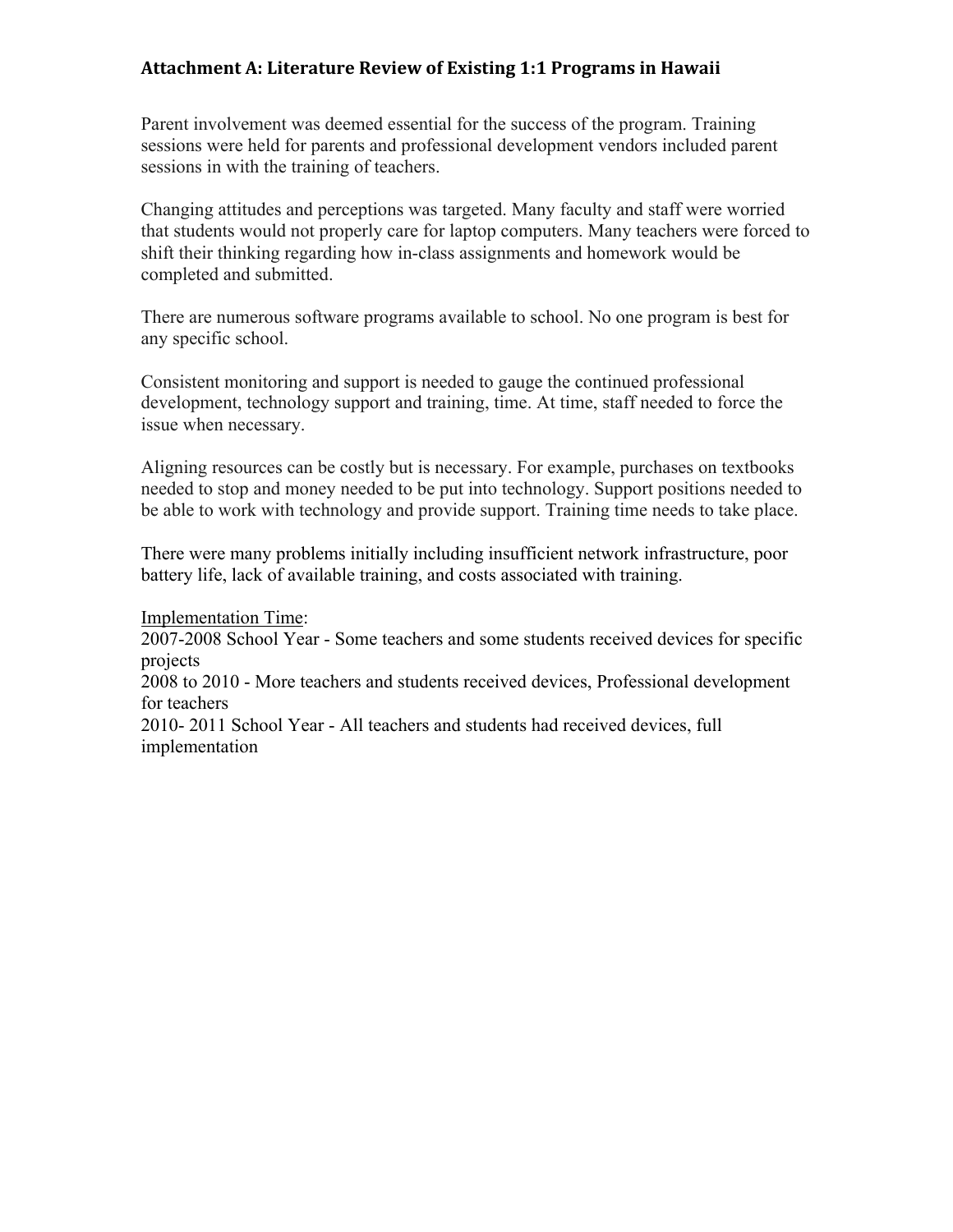## Attachment A: Literature Review of Existing 1:1 Programs in Hawaii

Parent involvement was deemed essential for the success of the program. Training sessions were held for parents and professional development vendors included parent sessions in with the training of teachers.

Changing attitudes and perceptions was targeted. Many faculty and staff were worried that students would not properly care for laptop computers. Many teachers were forced to shift their thinking regarding how in-class assignments and homework would be completed and submitted.

There are numerous software programs available to school. No one program is best for any specific school.

Consistent monitoring and support is needed to gauge the continued professional development, technology support and training, time. At time, staff needed to force the issue when necessary.

Aligning resources can be costly but is necessary. For example, purchases on textbooks needed to stop and money needed to be put into technology. Support positions needed to be able to work with technology and provide support. Training time needs to take place.

There were many problems initially including insufficient network infrastructure, poor battery life, lack of available training, and costs associated with training.

<u>Implementation Time</u>:
2007-2008 School Year - Some teachers and some students received devices for specific projects
2008 to 2010 - More teachers and students received devices, Professional development for teachers
2010- 2011 School Year - All teachers and students had received devices, full implementation